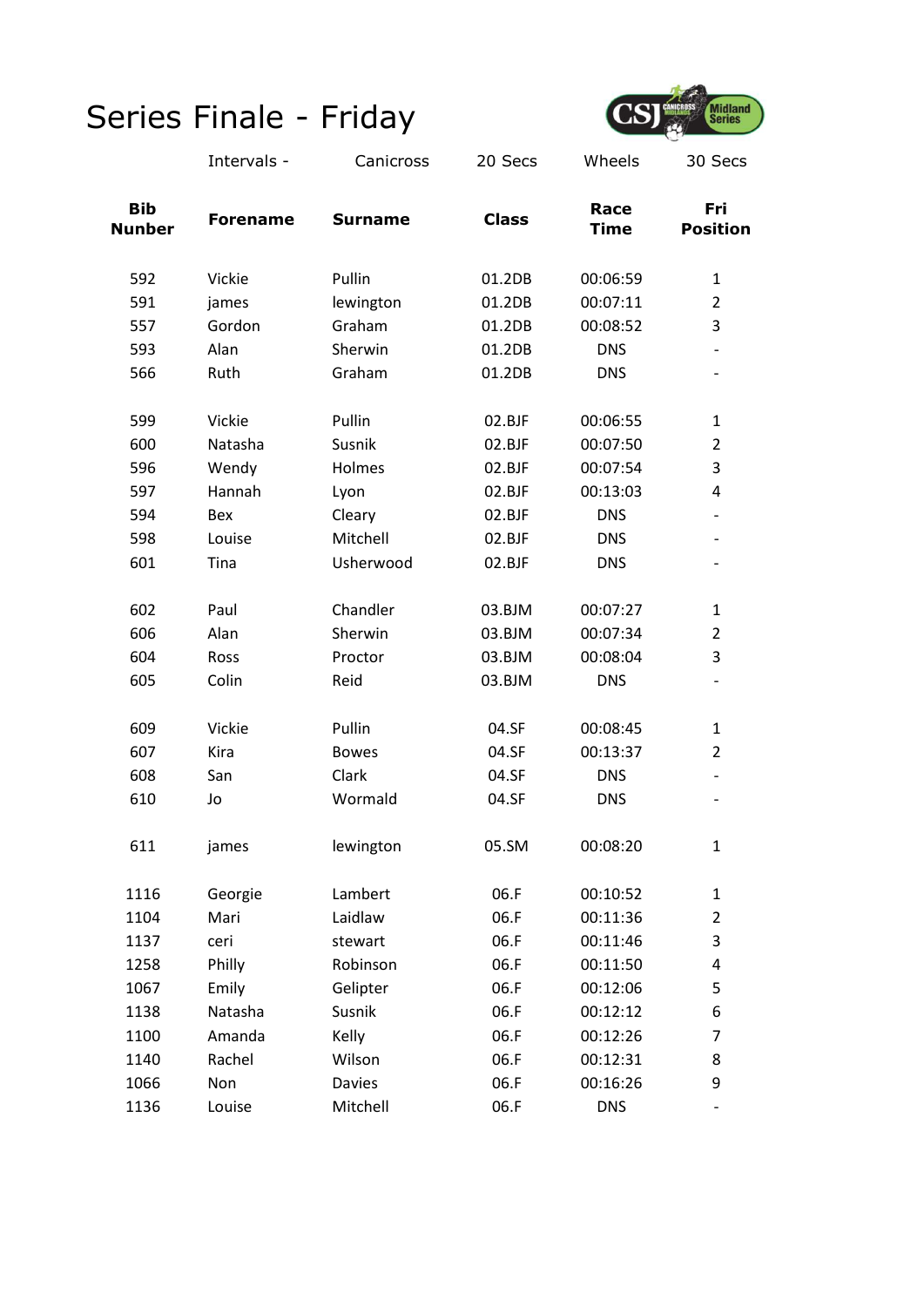# Series Finale - Friday

| | Intervals - | Canicross | 20 Secs | Wheels | 30 Secs |
|---|---|---|---|---|---|
| **Bib Nunber** | **Forename** | **Surname** | **Class** | **Race Time** | **Fri Position** |
| 592 | Vickie | Pullin | 01.2DB | 00:06:59 | 1 |
| 591 | james | lewington | 01.2DB | 00:07:11 | 2 |
| 557 | Gordon | Graham | 01.2DB | 00:08:52 | 3 |
| 593 | Alan | Sherwin | 01.2DB | DNS | - |
| 566 | Ruth | Graham | 01.2DB | DNS | - |
| | | | | | |
| 599 | Vickie | Pullin | 02.BJF | 00:06:55 | 1 |
| 600 | Natasha | Susnik | 02.BJF | 00:07:50 | 2 |
| 596 | Wendy | Holmes | 02.BJF | 00:07:54 | 3 |
| 597 | Hannah | Lyon | 02.BJF | 00:13:03 | 4 |
| 594 | Bex | Cleary | 02.BJF | DNS | - |
| 598 | Louise | Mitchell | 02.BJF | DNS | - |
| 601 | Tina | Usherwood | 02.BJF | DNS | - |
| | | | | | |
| 602 | Paul | Chandler | 03.BJM | 00:07:27 | 1 |
| 606 | Alan | Sherwin | 03.BJM | 00:07:34 | 2 |
| 604 | Ross | Proctor | 03.BJM | 00:08:04 | 3 |
| 605 | Colin | Reid | 03.BJM | DNS | - |
| | | | | | |
| 609 | Vickie | Pullin | 04.SF | 00:08:45 | 1 |
| 607 | Kira | Bowes | 04.SF | 00:13:37 | 2 |
| 608 | San | Clark | 04.SF | DNS | - |
| 610 | Jo | Wormald | 04.SF | DNS | - |
| | | | | | |
| 611 | james | lewington | 05.SM | 00:08:20 | 1 |
| | | | | | |
| 1116 | Georgie | Lambert | 06.F | 00:10:52 | 1 |
| 1104 | Mari | Laidlaw | 06.F | 00:11:36 | 2 |
| 1137 | ceri | stewart | 06.F | 00:11:46 | 3 |
| 1258 | Philly | Robinson | 06.F | 00:11:50 | 4 |
| 1067 | Emily | Gelipter | 06.F | 00:12:06 | 5 |
| 1138 | Natasha | Susnik | 06.F | 00:12:12 | 6 |
| 1100 | Amanda | Kelly | 06.F | 00:12:26 | 7 |
| 1140 | Rachel | Wilson | 06.F | 00:12:31 | 8 |
| 1066 | Non | Davies | 06.F | 00:16:26 | 9 |
| 1136 | Louise | Mitchell | 06.F | DNS | - |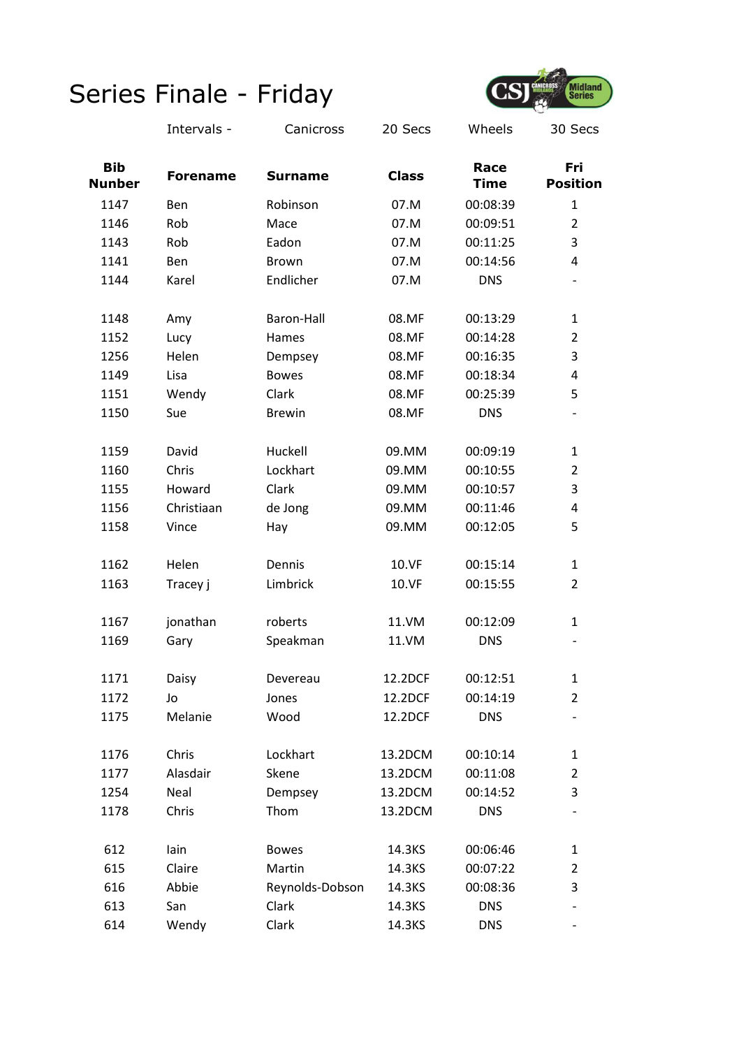# Series Finale - Friday

| Intervals - | Canicross | 20 Secs | Wheels | 30 Secs |
|---|---|---|---|---|

| Bib Nunber | Forename | Surname | Class | Race Time | Fri Position |
|---|---|---|---|---|---|
| 1147 | Ben | Robinson | 07.M | 00:08:39 | 1 |
| 1146 | Rob | Mace | 07.M | 00:09:51 | 2 |
| 1143 | Rob | Eadon | 07.M | 00:11:25 | 3 |
| 1141 | Ben | Brown | 07.M | 00:14:56 | 4 |
| 1144 | Karel | Endlicher | 07.M | DNS | - |
| | | | | | |
| 1148 | Amy | Baron-Hall | 08.MF | 00:13:29 | 1 |
| 1152 | Lucy | Hames | 08.MF | 00:14:28 | 2 |
| 1256 | Helen | Dempsey | 08.MF | 00:16:35 | 3 |
| 1149 | Lisa | Bowes | 08.MF | 00:18:34 | 4 |
| 1151 | Wendy | Clark | 08.MF | 00:25:39 | 5 |
| 1150 | Sue | Brewin | 08.MF | DNS | - |
| | | | | | |
| 1159 | David | Huckell | 09.MM | 00:09:19 | 1 |
| 1160 | Chris | Lockhart | 09.MM | 00:10:55 | 2 |
| 1155 | Howard | Clark | 09.MM | 00:10:57 | 3 |
| 1156 | Christiaan | de Jong | 09.MM | 00:11:46 | 4 |
| 1158 | Vince | Hay | 09.MM | 00:12:05 | 5 |
| | | | | | |
| 1162 | Helen | Dennis | 10.VF | 00:15:14 | 1 |
| 1163 | Tracey j | Limbrick | 10.VF | 00:15:55 | 2 |
| | | | | | |
| 1167 | jonathan | roberts | 11.VM | 00:12:09 | 1 |
| 1169 | Gary | Speakman | 11.VM | DNS | - |
| | | | | | |
| 1171 | Daisy | Devereau | 12.2DCF | 00:12:51 | 1 |
| 1172 | Jo | Jones | 12.2DCF | 00:14:19 | 2 |
| 1175 | Melanie | Wood | 12.2DCF | DNS | - |
| | | | | | |
| 1176 | Chris | Lockhart | 13.2DCM | 00:10:14 | 1 |
| 1177 | Alasdair | Skene | 13.2DCM | 00:11:08 | 2 |
| 1254 | Neal | Dempsey | 13.2DCM | 00:14:52 | 3 |
| 1178 | Chris | Thom | 13.2DCM | DNS | - |
| | | | | | |
| 612 | Iain | Bowes | 14.3KS | 00:06:46 | 1 |
| 615 | Claire | Martin | 14.3KS | 00:07:22 | 2 |
| 616 | Abbie | Reynolds-Dobson | 14.3KS | 00:08:36 | 3 |
| 613 | San | Clark | 14.3KS | DNS | - |
| 614 | Wendy | Clark | 14.3KS | DNS | - |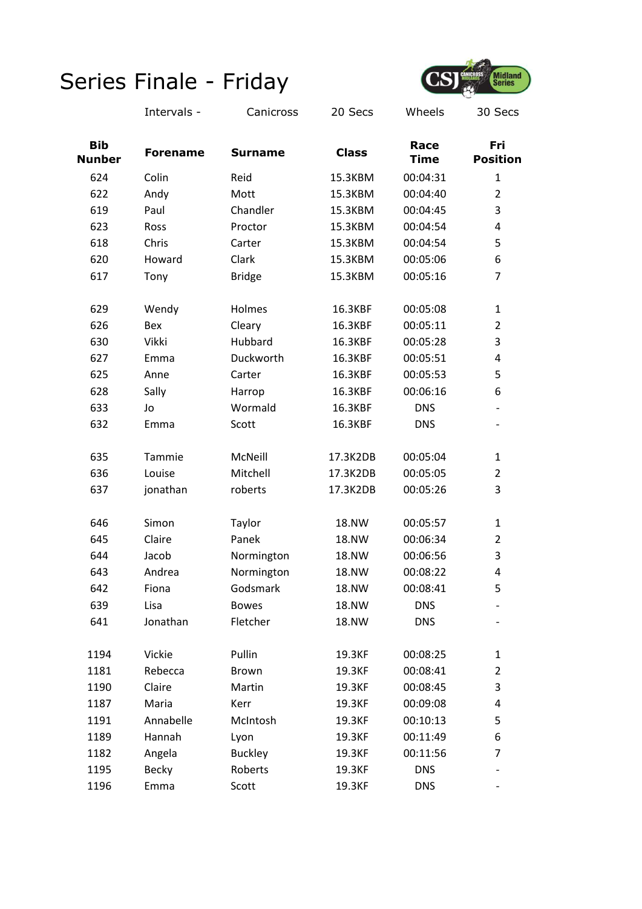# Series Finale - Friday

Intervals - Canicross 20 Secs Wheels 30 Secs

| Bib Nunber | Forename | Surname | Class | Race Time | Fri Position |
|---|---|---|---|---|---|
| 624 | Colin | Reid | 15.3KBM | 00:04:31 | 1 |
| 622 | Andy | Mott | 15.3KBM | 00:04:40 | 2 |
| 619 | Paul | Chandler | 15.3KBM | 00:04:45 | 3 |
| 623 | Ross | Proctor | 15.3KBM | 00:04:54 | 4 |
| 618 | Chris | Carter | 15.3KBM | 00:04:54 | 5 |
| 620 | Howard | Clark | 15.3KBM | 00:05:06 | 6 |
| 617 | Tony | Bridge | 15.3KBM | 00:05:16 | 7 |
| | | | | | |
| 629 | Wendy | Holmes | 16.3KBF | 00:05:08 | 1 |
| 626 | Bex | Cleary | 16.3KBF | 00:05:11 | 2 |
| 630 | Vikki | Hubbard | 16.3KBF | 00:05:28 | 3 |
| 627 | Emma | Duckworth | 16.3KBF | 00:05:51 | 4 |
| 625 | Anne | Carter | 16.3KBF | 00:05:53 | 5 |
| 628 | Sally | Harrop | 16.3KBF | 00:06:16 | 6 |
| 633 | Jo | Wormald | 16.3KBF | DNS | - |
| 632 | Emma | Scott | 16.3KBF | DNS | - |
| | | | | | |
| 635 | Tammie | McNeill | 17.3K2DB | 00:05:04 | 1 |
| 636 | Louise | Mitchell | 17.3K2DB | 00:05:05 | 2 |
| 637 | jonathan | roberts | 17.3K2DB | 00:05:26 | 3 |
| | | | | | |
| 646 | Simon | Taylor | 18.NW | 00:05:57 | 1 |
| 645 | Claire | Panek | 18.NW | 00:06:34 | 2 |
| 644 | Jacob | Normington | 18.NW | 00:06:56 | 3 |
| 643 | Andrea | Normington | 18.NW | 00:08:22 | 4 |
| 642 | Fiona | Godsmark | 18.NW | 00:08:41 | 5 |
| 639 | Lisa | Bowes | 18.NW | DNS | - |
| 641 | Jonathan | Fletcher | 18.NW | DNS | - |
| | | | | | |
| 1194 | Vickie | Pullin | 19.3KF | 00:08:25 | 1 |
| 1181 | Rebecca | Brown | 19.3KF | 00:08:41 | 2 |
| 1190 | Claire | Martin | 19.3KF | 00:08:45 | 3 |
| 1187 | Maria | Kerr | 19.3KF | 00:09:08 | 4 |
| 1191 | Annabelle | McIntosh | 19.3KF | 00:10:13 | 5 |
| 1189 | Hannah | Lyon | 19.3KF | 00:11:49 | 6 |
| 1182 | Angela | Buckley | 19.3KF | 00:11:56 | 7 |
| 1195 | Becky | Roberts | 19.3KF | DNS | - |
| 1196 | Emma | Scott | 19.3KF | DNS | - |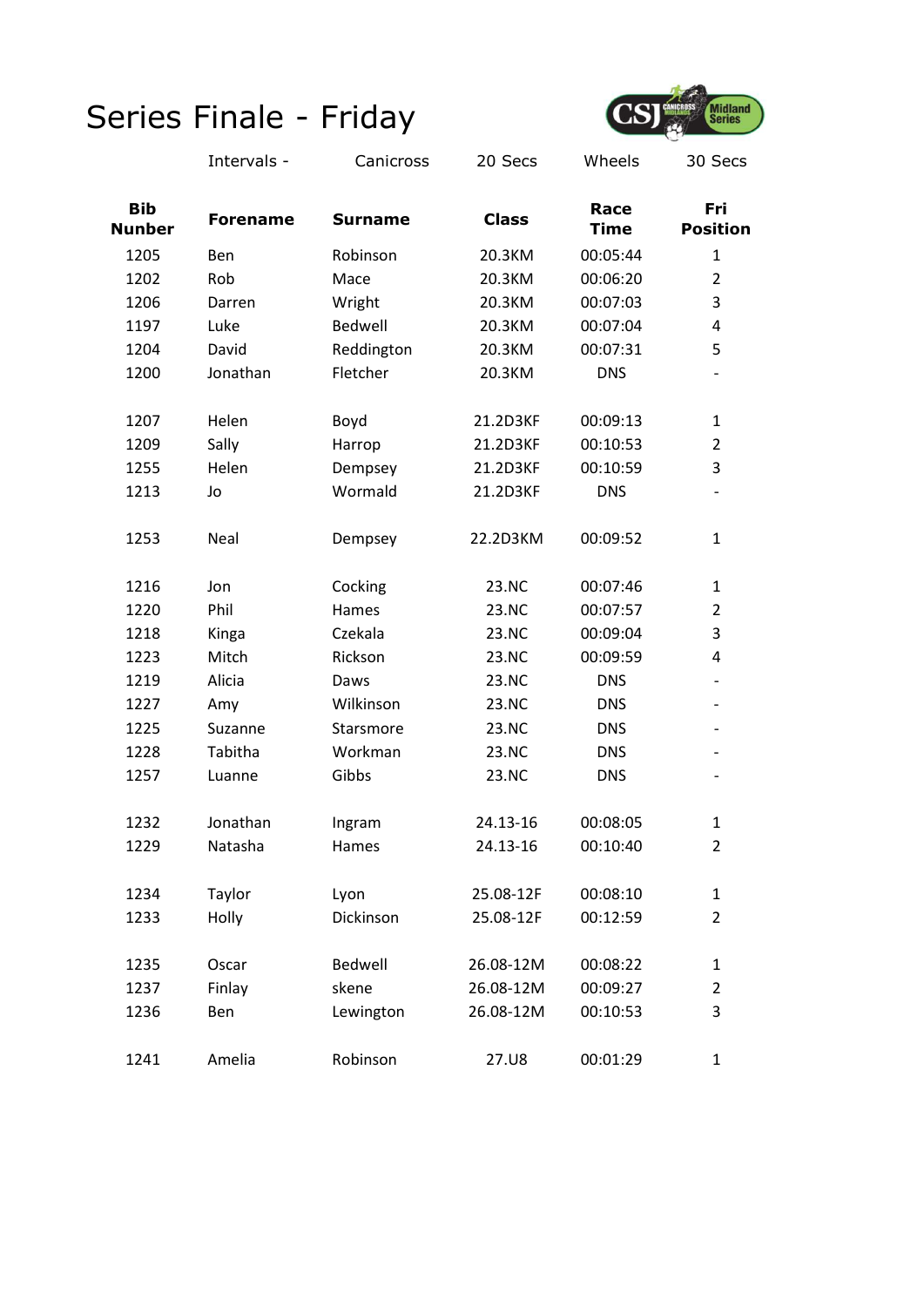# Series Finale - Friday

| | Intervals - | Canicross | 20 Secs | Wheels | 30 Secs |
|---|---|---|---|---|---|

| Bib Nunber | Forename | Surname | Class | Race Time | Fri Position |
|---|---|---|---|---|---|
| 1205 | Ben | Robinson | 20.3KM | 00:05:44 | 1 |
| 1202 | Rob | Mace | 20.3KM | 00:06:20 | 2 |
| 1206 | Darren | Wright | 20.3KM | 00:07:03 | 3 |
| 1197 | Luke | Bedwell | 20.3KM | 00:07:04 | 4 |
| 1204 | David | Reddington | 20.3KM | 00:07:31 | 5 |
| 1200 | Jonathan | Fletcher | 20.3KM | DNS | - |
| | | | | | |
| 1207 | Helen | Boyd | 21.2D3KF | 00:09:13 | 1 |
| 1209 | Sally | Harrop | 21.2D3KF | 00:10:53 | 2 |
| 1255 | Helen | Dempsey | 21.2D3KF | 00:10:59 | 3 |
| 1213 | Jo | Wormald | 21.2D3KF | DNS | - |
| | | | | | |
| 1253 | Neal | Dempsey | 22.2D3KM | 00:09:52 | 1 |
| | | | | | |
| 1216 | Jon | Cocking | 23.NC | 00:07:46 | 1 |
| 1220 | Phil | Hames | 23.NC | 00:07:57 | 2 |
| 1218 | Kinga | Czekala | 23.NC | 00:09:04 | 3 |
| 1223 | Mitch | Rickson | 23.NC | 00:09:59 | 4 |
| 1219 | Alicia | Daws | 23.NC | DNS | - |
| 1227 | Amy | Wilkinson | 23.NC | DNS | - |
| 1225 | Suzanne | Starsmore | 23.NC | DNS | - |
| 1228 | Tabitha | Workman | 23.NC | DNS | - |
| 1257 | Luanne | Gibbs | 23.NC | DNS | - |
| | | | | | |
| 1232 | Jonathan | Ingram | 24.13-16 | 00:08:05 | 1 |
| 1229 | Natasha | Hames | 24.13-16 | 00:10:40 | 2 |
| | | | | | |
| 1234 | Taylor | Lyon | 25.08-12F | 00:08:10 | 1 |
| 1233 | Holly | Dickinson | 25.08-12F | 00:12:59 | 2 |
| | | | | | |
| 1235 | Oscar | Bedwell | 26.08-12M | 00:08:22 | 1 |
| 1237 | Finlay | skene | 26.08-12M | 00:09:27 | 2 |
| 1236 | Ben | Lewington | 26.08-12M | 00:10:53 | 3 |
| | | | | | |
| 1241 | Amelia | Robinson | 27.U8 | 00:01:29 | 1 |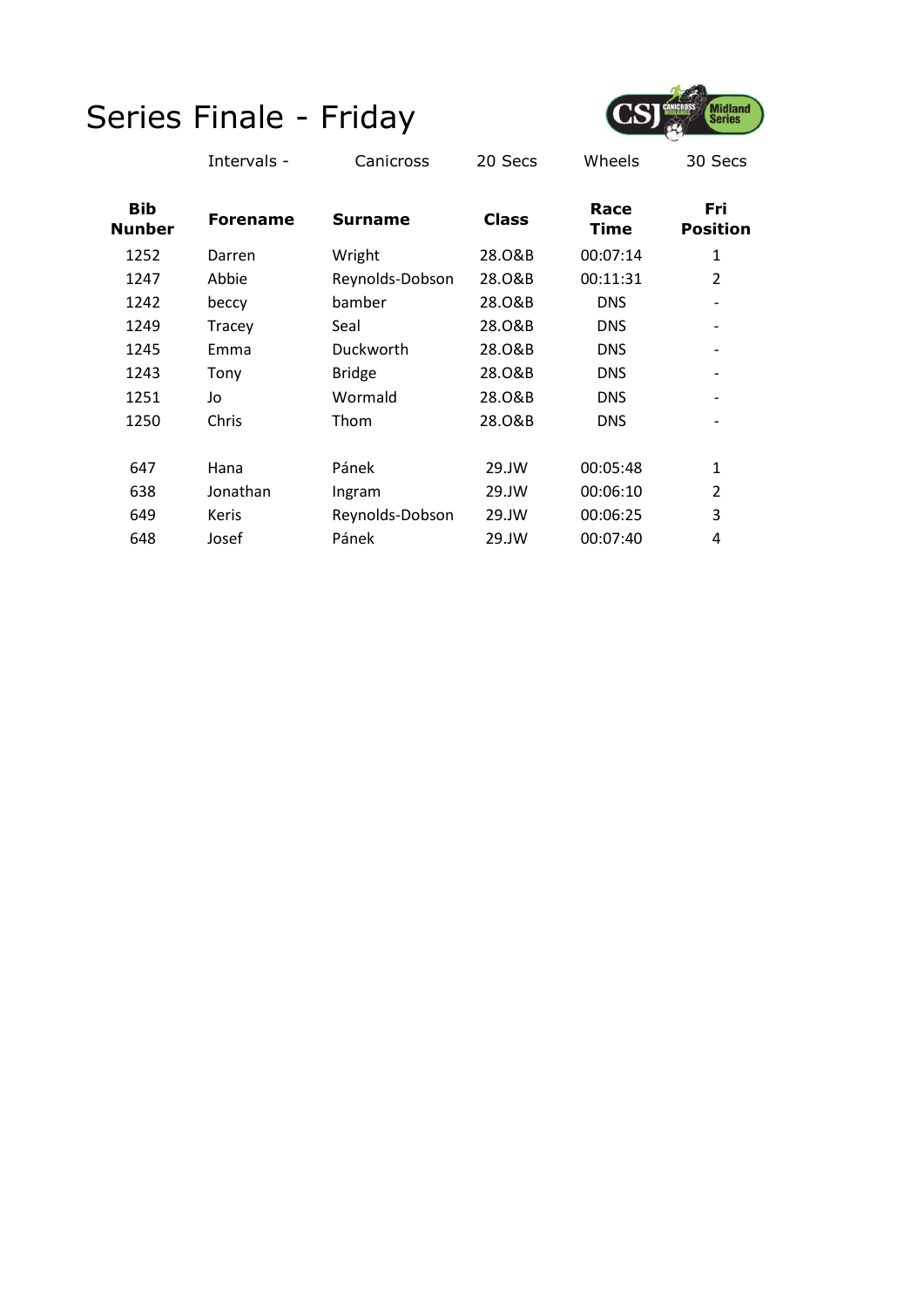# Series Finale - Friday

| | Intervals - | Canicross | 20 Secs | Wheels | 30 Secs |
|---|---|---|---|---|---|

| Bib Nunber | Forename | Surname | Class | Race Time | Fri Position |
|---|---|---|---|---|---|
| 1252 | Darren | Wright | 28.O&B | 00:07:14 | 1 |
| 1247 | Abbie | Reynolds-Dobson | 28.O&B | 00:11:31 | 2 |
| 1242 | beccy | bamber | 28.O&B | DNS | - |
| 1249 | Tracey | Seal | 28.O&B | DNS | - |
| 1245 | Emma | Duckworth | 28.O&B | DNS | - |
| 1243 | Tony | Bridge | 28.O&B | DNS | - |
| 1251 | Jo | Wormald | 28.O&B | DNS | - |
| 1250 | Chris | Thom | 28.O&B | DNS | - |
| | | | | | |
| 647 | Hana | Pánek | 29.JW | 00:05:48 | 1 |
| 638 | Jonathan | Ingram | 29.JW | 00:06:10 | 2 |
| 649 | Keris | Reynolds-Dobson | 29.JW | 00:06:25 | 3 |
| 648 | Josef | Pánek | 29.JW | 00:07:40 | 4 |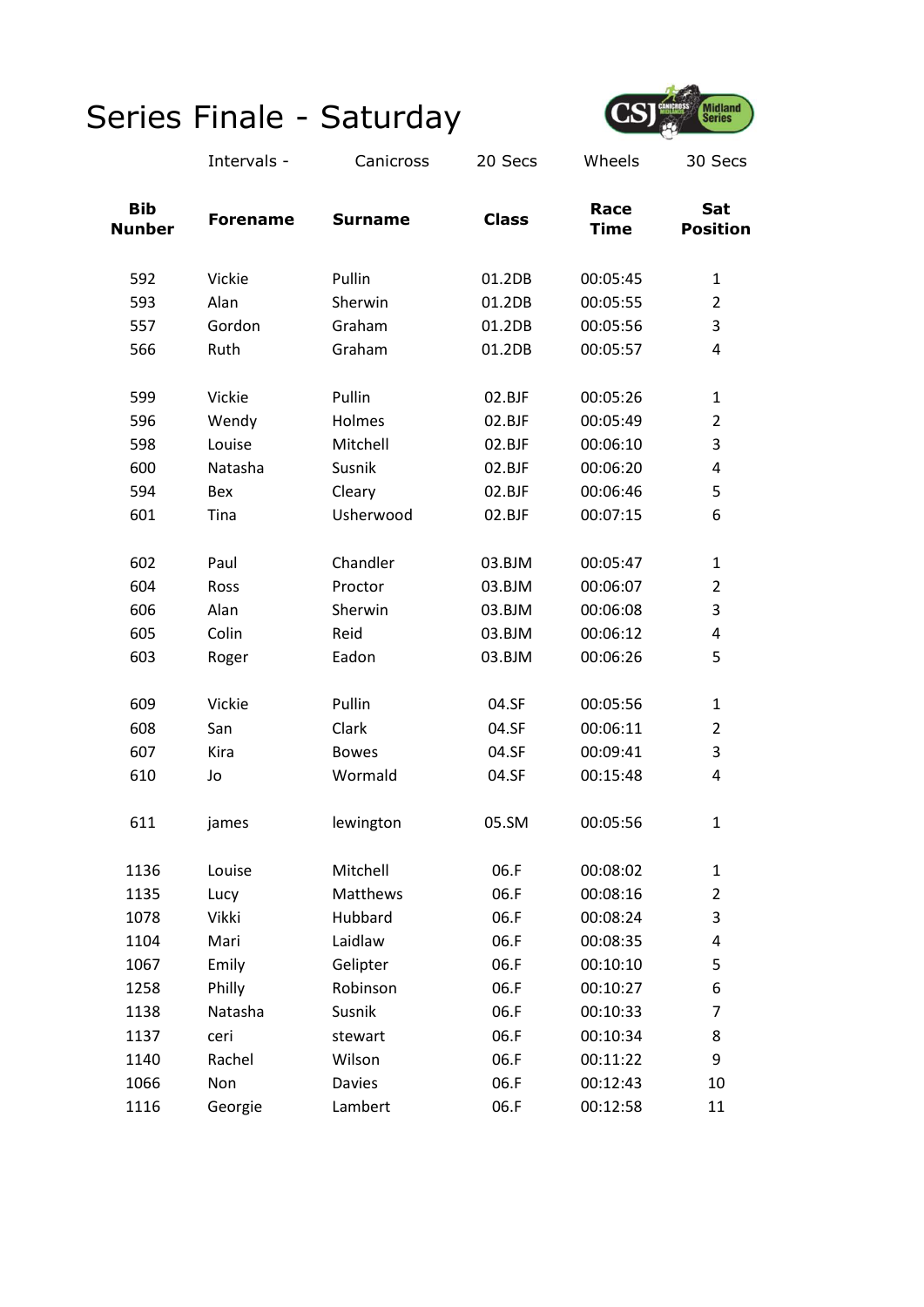# Series Finale - Saturday

Intervals - Canicross 20 Secs Wheels 30 Secs

| Bib Nunber | Forename | Surname | Class | Race Time | Sat Position |
|---|---|---|---|---|---|
| 592 | Vickie | Pullin | 01.2DB | 00:05:45 | 1 |
| 593 | Alan | Sherwin | 01.2DB | 00:05:55 | 2 |
| 557 | Gordon | Graham | 01.2DB | 00:05:56 | 3 |
| 566 | Ruth | Graham | 01.2DB | 00:05:57 | 4 |
| | | | | | |
| 599 | Vickie | Pullin | 02.BJF | 00:05:26 | 1 |
| 596 | Wendy | Holmes | 02.BJF | 00:05:49 | 2 |
| 598 | Louise | Mitchell | 02.BJF | 00:06:10 | 3 |
| 600 | Natasha | Susnik | 02.BJF | 00:06:20 | 4 |
| 594 | Bex | Cleary | 02.BJF | 00:06:46 | 5 |
| 601 | Tina | Usherwood | 02.BJF | 00:07:15 | 6 |
| | | | | | |
| 602 | Paul | Chandler | 03.BJM | 00:05:47 | 1 |
| 604 | Ross | Proctor | 03.BJM | 00:06:07 | 2 |
| 606 | Alan | Sherwin | 03.BJM | 00:06:08 | 3 |
| 605 | Colin | Reid | 03.BJM | 00:06:12 | 4 |
| 603 | Roger | Eadon | 03.BJM | 00:06:26 | 5 |
| | | | | | |
| 609 | Vickie | Pullin | 04.SF | 00:05:56 | 1 |
| 608 | San | Clark | 04.SF | 00:06:11 | 2 |
| 607 | Kira | Bowes | 04.SF | 00:09:41 | 3 |
| 610 | Jo | Wormald | 04.SF | 00:15:48 | 4 |
| | | | | | |
| 611 | james | lewington | 05.SM | 00:05:56 | 1 |
| | | | | | |
| 1136 | Louise | Mitchell | 06.F | 00:08:02 | 1 |
| 1135 | Lucy | Matthews | 06.F | 00:08:16 | 2 |
| 1078 | Vikki | Hubbard | 06.F | 00:08:24 | 3 |
| 1104 | Mari | Laidlaw | 06.F | 00:08:35 | 4 |
| 1067 | Emily | Gelipter | 06.F | 00:10:10 | 5 |
| 1258 | Philly | Robinson | 06.F | 00:10:27 | 6 |
| 1138 | Natasha | Susnik | 06.F | 00:10:33 | 7 |
| 1137 | ceri | stewart | 06.F | 00:10:34 | 8 |
| 1140 | Rachel | Wilson | 06.F | 00:11:22 | 9 |
| 1066 | Non | Davies | 06.F | 00:12:43 | 10 |
| 1116 | Georgie | Lambert | 06.F | 00:12:58 | 11 |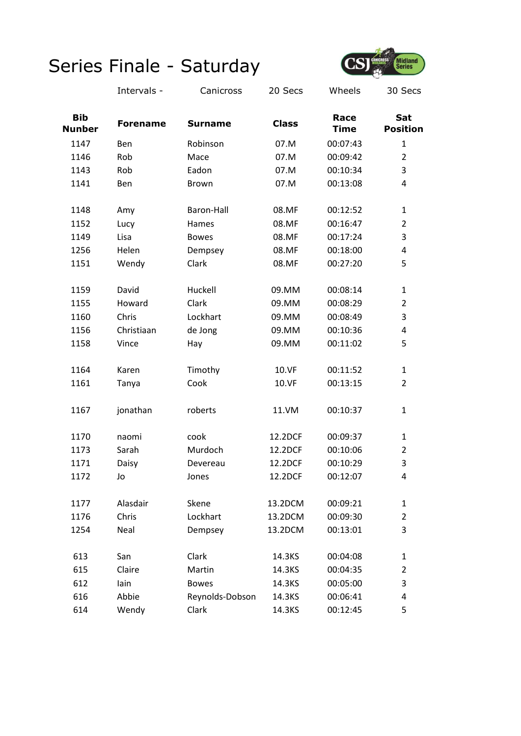# Series Finale - Saturday

Intervals - Canicross 20 Secs Wheels 30 Secs

| Bib Nunber | Forename | Surname | Class | Race Time | Sat Position |
|---|---|---|---|---|---|
| 1147 | Ben | Robinson | 07.M | 00:07:43 | 1 |
| 1146 | Rob | Mace | 07.M | 00:09:42 | 2 |
| 1143 | Rob | Eadon | 07.M | 00:10:34 | 3 |
| 1141 | Ben | Brown | 07.M | 00:13:08 | 4 |
| | | | | | |
| 1148 | Amy | Baron-Hall | 08.MF | 00:12:52 | 1 |
| 1152 | Lucy | Hames | 08.MF | 00:16:47 | 2 |
| 1149 | Lisa | Bowes | 08.MF | 00:17:24 | 3 |
| 1256 | Helen | Dempsey | 08.MF | 00:18:00 | 4 |
| 1151 | Wendy | Clark | 08.MF | 00:27:20 | 5 |
| | | | | | |
| 1159 | David | Huckell | 09.MM | 00:08:14 | 1 |
| 1155 | Howard | Clark | 09.MM | 00:08:29 | 2 |
| 1160 | Chris | Lockhart | 09.MM | 00:08:49 | 3 |
| 1156 | Christiaan | de Jong | 09.MM | 00:10:36 | 4 |
| 1158 | Vince | Hay | 09.MM | 00:11:02 | 5 |
| | | | | | |
| 1164 | Karen | Timothy | 10.VF | 00:11:52 | 1 |
| 1161 | Tanya | Cook | 10.VF | 00:13:15 | 2 |
| | | | | | |
| 1167 | jonathan | roberts | 11.VM | 00:10:37 | 1 |
| | | | | | |
| 1170 | naomi | cook | 12.2DCF | 00:09:37 | 1 |
| 1173 | Sarah | Murdoch | 12.2DCF | 00:10:06 | 2 |
| 1171 | Daisy | Devereau | 12.2DCF | 00:10:29 | 3 |
| 1172 | Jo | Jones | 12.2DCF | 00:12:07 | 4 |
| | | | | | |
| 1177 | Alasdair | Skene | 13.2DCM | 00:09:21 | 1 |
| 1176 | Chris | Lockhart | 13.2DCM | 00:09:30 | 2 |
| 1254 | Neal | Dempsey | 13.2DCM | 00:13:01 | 3 |
| | | | | | |
| 613 | San | Clark | 14.3KS | 00:04:08 | 1 |
| 615 | Claire | Martin | 14.3KS | 00:04:35 | 2 |
| 612 | Iain | Bowes | 14.3KS | 00:05:00 | 3 |
| 616 | Abbie | Reynolds-Dobson | 14.3KS | 00:06:41 | 4 |
| 614 | Wendy | Clark | 14.3KS | 00:12:45 | 5 |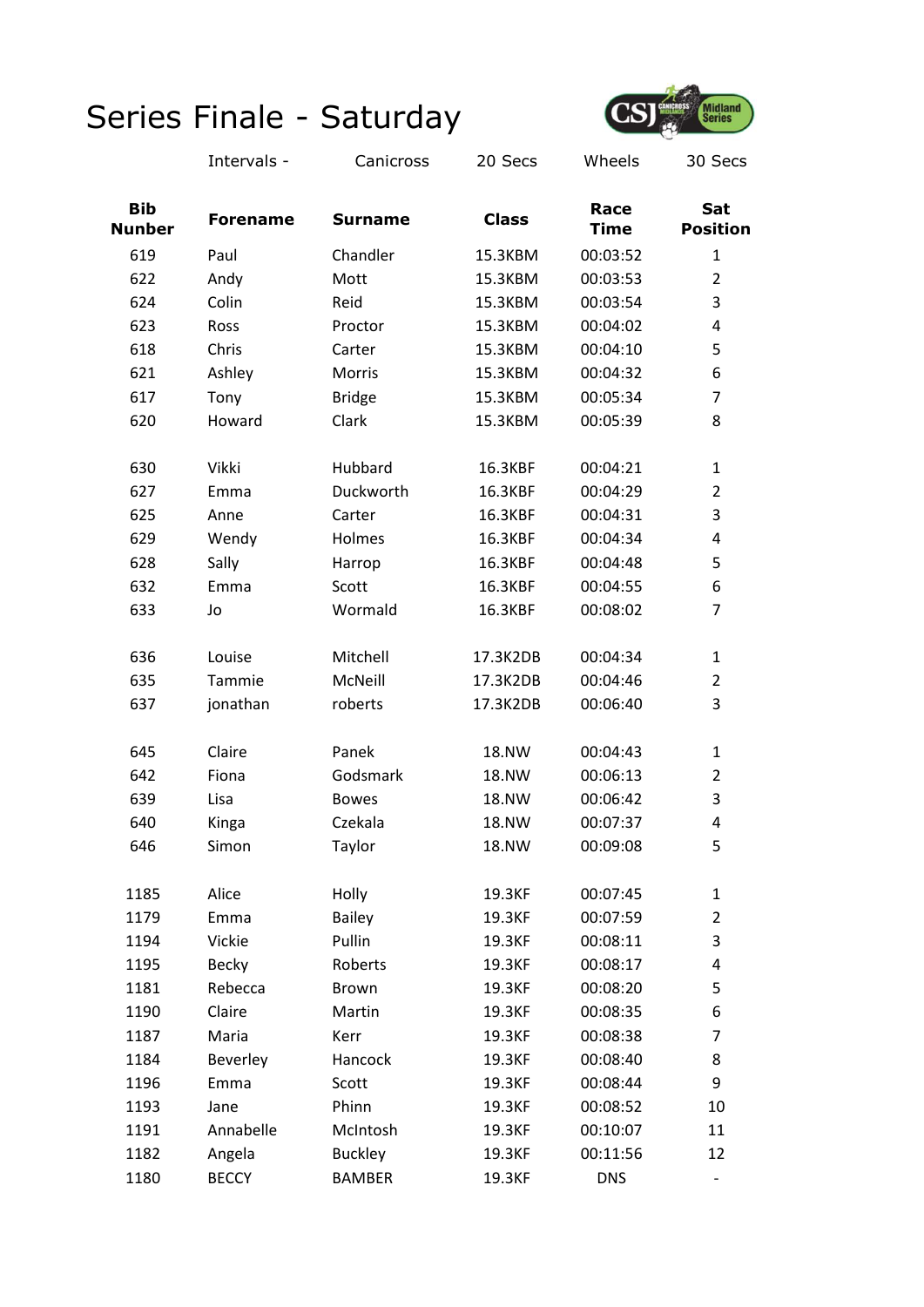# Series Finale - Saturday

| | Intervals - | Canicross | 20 Secs | Wheels | 30 Secs |
|---|---|---|---|---|---|

| Bib Nunber | Forename | Surname | Class | Race Time | Sat Position |
|---|---|---|---|---|---|
| 619 | Paul | Chandler | 15.3KBM | 00:03:52 | 1 |
| 622 | Andy | Mott | 15.3KBM | 00:03:53 | 2 |
| 624 | Colin | Reid | 15.3KBM | 00:03:54 | 3 |
| 623 | Ross | Proctor | 15.3KBM | 00:04:02 | 4 |
| 618 | Chris | Carter | 15.3KBM | 00:04:10 | 5 |
| 621 | Ashley | Morris | 15.3KBM | 00:04:32 | 6 |
| 617 | Tony | Bridge | 15.3KBM | 00:05:34 | 7 |
| 620 | Howard | Clark | 15.3KBM | 00:05:39 | 8 |
| | | | | | |
| 630 | Vikki | Hubbard | 16.3KBF | 00:04:21 | 1 |
| 627 | Emma | Duckworth | 16.3KBF | 00:04:29 | 2 |
| 625 | Anne | Carter | 16.3KBF | 00:04:31 | 3 |
| 629 | Wendy | Holmes | 16.3KBF | 00:04:34 | 4 |
| 628 | Sally | Harrop | 16.3KBF | 00:04:48 | 5 |
| 632 | Emma | Scott | 16.3KBF | 00:04:55 | 6 |
| 633 | Jo | Wormald | 16.3KBF | 00:08:02 | 7 |
| | | | | | |
| 636 | Louise | Mitchell | 17.3K2DB | 00:04:34 | 1 |
| 635 | Tammie | McNeill | 17.3K2DB | 00:04:46 | 2 |
| 637 | jonathan | roberts | 17.3K2DB | 00:06:40 | 3 |
| | | | | | |
| 645 | Claire | Panek | 18.NW | 00:04:43 | 1 |
| 642 | Fiona | Godsmark | 18.NW | 00:06:13 | 2 |
| 639 | Lisa | Bowes | 18.NW | 00:06:42 | 3 |
| 640 | Kinga | Czekala | 18.NW | 00:07:37 | 4 |
| 646 | Simon | Taylor | 18.NW | 00:09:08 | 5 |
| | | | | | |
| 1185 | Alice | Holly | 19.3KF | 00:07:45 | 1 |
| 1179 | Emma | Bailey | 19.3KF | 00:07:59 | 2 |
| 1194 | Vickie | Pullin | 19.3KF | 00:08:11 | 3 |
| 1195 | Becky | Roberts | 19.3KF | 00:08:17 | 4 |
| 1181 | Rebecca | Brown | 19.3KF | 00:08:20 | 5 |
| 1190 | Claire | Martin | 19.3KF | 00:08:35 | 6 |
| 1187 | Maria | Kerr | 19.3KF | 00:08:38 | 7 |
| 1184 | Beverley | Hancock | 19.3KF | 00:08:40 | 8 |
| 1196 | Emma | Scott | 19.3KF | 00:08:44 | 9 |
| 1193 | Jane | Phinn | 19.3KF | 00:08:52 | 10 |
| 1191 | Annabelle | McIntosh | 19.3KF | 00:10:07 | 11 |
| 1182 | Angela | Buckley | 19.3KF | 00:11:56 | 12 |
| 1180 | BECCY | BAMBER | 19.3KF | DNS | - |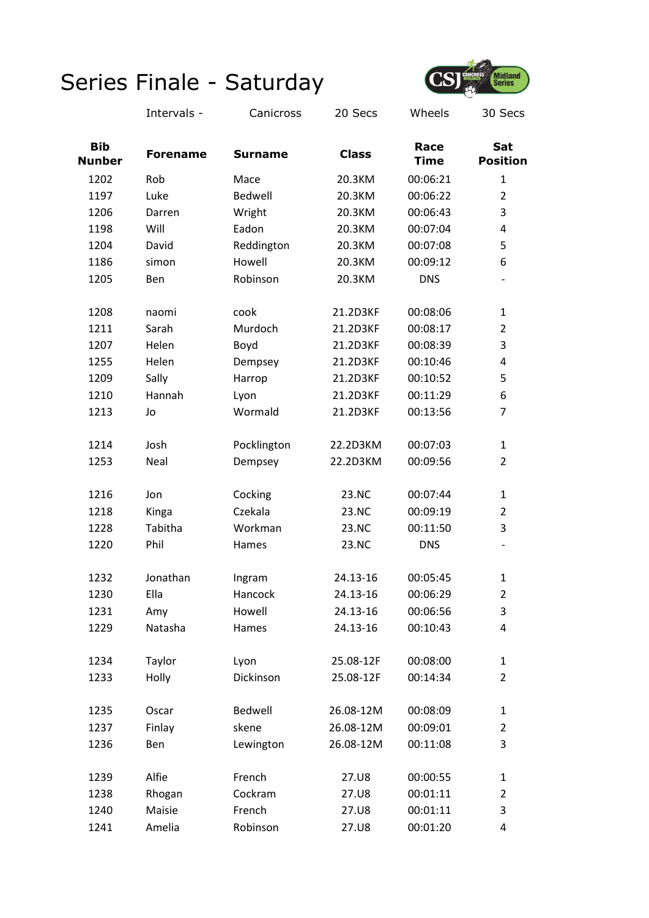# Series Finale - Saturday

Intervals - Canicross 20 Secs Wheels 30 Secs

| Bib Nunber | Forename | Surname | Class | Race Time | Sat Position |
|---|---|---|---|---|---|
| 1202 | Rob | Mace | 20.3KM | 00:06:21 | 1 |
| 1197 | Luke | Bedwell | 20.3KM | 00:06:22 | 2 |
| 1206 | Darren | Wright | 20.3KM | 00:06:43 | 3 |
| 1198 | Will | Eadon | 20.3KM | 00:07:04 | 4 |
| 1204 | David | Reddington | 20.3KM | 00:07:08 | 5 |
| 1186 | simon | Howell | 20.3KM | 00:09:12 | 6 |
| 1205 | Ben | Robinson | 20.3KM | DNS | - |
| | | | | | |
| 1208 | naomi | cook | 21.2D3KF | 00:08:06 | 1 |
| 1211 | Sarah | Murdoch | 21.2D3KF | 00:08:17 | 2 |
| 1207 | Helen | Boyd | 21.2D3KF | 00:08:39 | 3 |
| 1255 | Helen | Dempsey | 21.2D3KF | 00:10:46 | 4 |
| 1209 | Sally | Harrop | 21.2D3KF | 00:10:52 | 5 |
| 1210 | Hannah | Lyon | 21.2D3KF | 00:11:29 | 6 |
| 1213 | Jo | Wormald | 21.2D3KF | 00:13:56 | 7 |
| | | | | | |
| 1214 | Josh | Pocklington | 22.2D3KM | 00:07:03 | 1 |
| 1253 | Neal | Dempsey | 22.2D3KM | 00:09:56 | 2 |
| | | | | | |
| 1216 | Jon | Cocking | 23.NC | 00:07:44 | 1 |
| 1218 | Kinga | Czekala | 23.NC | 00:09:19 | 2 |
| 1228 | Tabitha | Workman | 23.NC | 00:11:50 | 3 |
| 1220 | Phil | Hames | 23.NC | DNS | - |
| | | | | | |
| 1232 | Jonathan | Ingram | 24.13-16 | 00:05:45 | 1 |
| 1230 | Ella | Hancock | 24.13-16 | 00:06:29 | 2 |
| 1231 | Amy | Howell | 24.13-16 | 00:06:56 | 3 |
| 1229 | Natasha | Hames | 24.13-16 | 00:10:43 | 4 |
| | | | | | |
| 1234 | Taylor | Lyon | 25.08-12F | 00:08:00 | 1 |
| 1233 | Holly | Dickinson | 25.08-12F | 00:14:34 | 2 |
| | | | | | |
| 1235 | Oscar | Bedwell | 26.08-12M | 00:08:09 | 1 |
| 1237 | Finlay | skene | 26.08-12M | 00:09:01 | 2 |
| 1236 | Ben | Lewington | 26.08-12M | 00:11:08 | 3 |
| | | | | | |
| 1239 | Alfie | French | 27.U8 | 00:00:55 | 1 |
| 1238 | Rhogan | Cockram | 27.U8 | 00:01:11 | 2 |
| 1240 | Maisie | French | 27.U8 | 00:01:11 | 3 |
| 1241 | Amelia | Robinson | 27.U8 | 00:01:20 | 4 |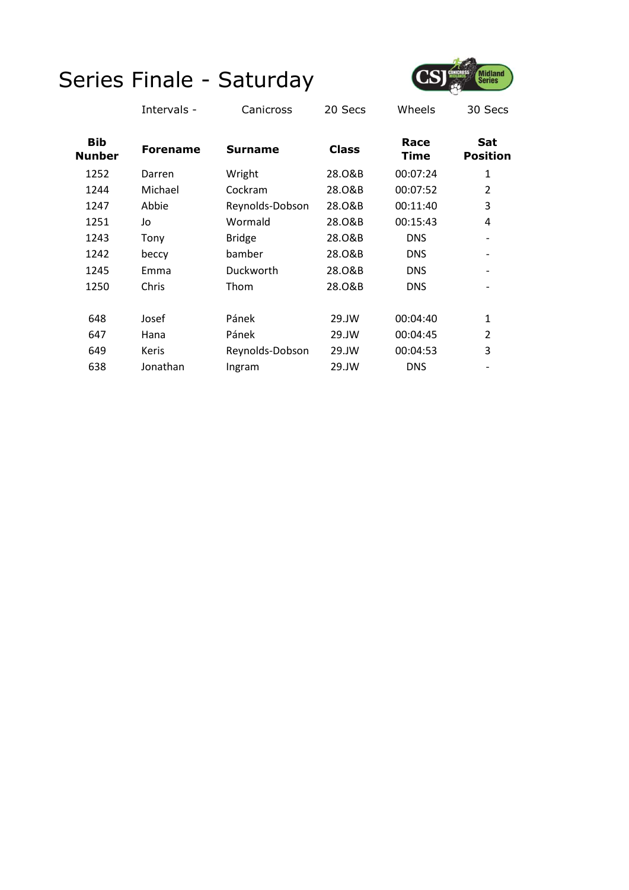# Series Finale - Saturday

Intervals - Canicross 20 Secs Wheels 30 Secs

| Bib Nunber | Forename | Surname | Class | Race Time | Sat Position |
|---|---|---|---|---|---|
| 1252 | Darren | Wright | 28.O&B | 00:07:24 | 1 |
| 1244 | Michael | Cockram | 28.O&B | 00:07:52 | 2 |
| 1247 | Abbie | Reynolds-Dobson | 28.O&B | 00:11:40 | 3 |
| 1251 | Jo | Wormald | 28.O&B | 00:15:43 | 4 |
| 1243 | Tony | Bridge | 28.O&B | DNS | - |
| 1242 | beccy | bamber | 28.O&B | DNS | - |
| 1245 | Emma | Duckworth | 28.O&B | DNS | - |
| 1250 | Chris | Thom | 28.O&B | DNS | - |
| | | | | | |
| 648 | Josef | Pánek | 29.JW | 00:04:40 | 1 |
| 647 | Hana | Pánek | 29.JW | 00:04:45 | 2 |
| 649 | Keris | Reynolds-Dobson | 29.JW | 00:04:53 | 3 |
| 638 | Jonathan | Ingram | 29.JW | DNS | - |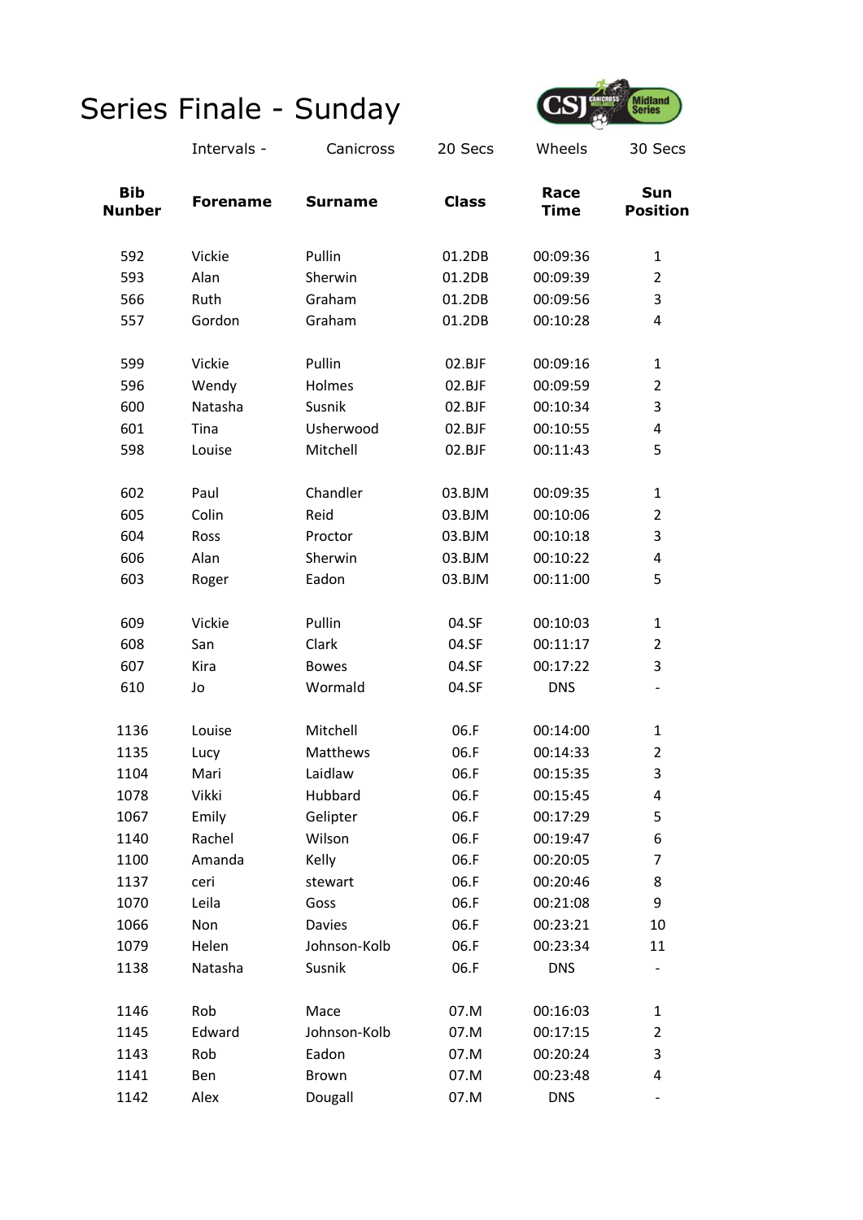# Series Finale - Sunday

| | Intervals - | Canicross | 20 Secs | Wheels | 30 Secs |
|---|---|---|---|---|---|

| Bib Nunber | Forename | Surname | Class | Race Time | Sun Position |
|---|---|---|---|---|---|
| 592 | Vickie | Pullin | 01.2DB | 00:09:36 | 1 |
| 593 | Alan | Sherwin | 01.2DB | 00:09:39 | 2 |
| 566 | Ruth | Graham | 01.2DB | 00:09:56 | 3 |
| 557 | Gordon | Graham | 01.2DB | 00:10:28 | 4 |
| | | | | | |
| 599 | Vickie | Pullin | 02.BJF | 00:09:16 | 1 |
| 596 | Wendy | Holmes | 02.BJF | 00:09:59 | 2 |
| 600 | Natasha | Susnik | 02.BJF | 00:10:34 | 3 |
| 601 | Tina | Usherwood | 02.BJF | 00:10:55 | 4 |
| 598 | Louise | Mitchell | 02.BJF | 00:11:43 | 5 |
| | | | | | |
| 602 | Paul | Chandler | 03.BJM | 00:09:35 | 1 |
| 605 | Colin | Reid | 03.BJM | 00:10:06 | 2 |
| 604 | Ross | Proctor | 03.BJM | 00:10:18 | 3 |
| 606 | Alan | Sherwin | 03.BJM | 00:10:22 | 4 |
| 603 | Roger | Eadon | 03.BJM | 00:11:00 | 5 |
| | | | | | |
| 609 | Vickie | Pullin | 04.SF | 00:10:03 | 1 |
| 608 | San | Clark | 04.SF | 00:11:17 | 2 |
| 607 | Kira | Bowes | 04.SF | 00:17:22 | 3 |
| 610 | Jo | Wormald | 04.SF | DNS | - |
| | | | | | |
| 1136 | Louise | Mitchell | 06.F | 00:14:00 | 1 |
| 1135 | Lucy | Matthews | 06.F | 00:14:33 | 2 |
| 1104 | Mari | Laidlaw | 06.F | 00:15:35 | 3 |
| 1078 | Vikki | Hubbard | 06.F | 00:15:45 | 4 |
| 1067 | Emily | Gelipter | 06.F | 00:17:29 | 5 |
| 1140 | Rachel | Wilson | 06.F | 00:19:47 | 6 |
| 1100 | Amanda | Kelly | 06.F | 00:20:05 | 7 |
| 1137 | ceri | stewart | 06.F | 00:20:46 | 8 |
| 1070 | Leila | Goss | 06.F | 00:21:08 | 9 |
| 1066 | Non | Davies | 06.F | 00:23:21 | 10 |
| 1079 | Helen | Johnson-Kolb | 06.F | 00:23:34 | 11 |
| 1138 | Natasha | Susnik | 06.F | DNS | - |
| | | | | | |
| 1146 | Rob | Mace | 07.M | 00:16:03 | 1 |
| 1145 | Edward | Johnson-Kolb | 07.M | 00:17:15 | 2 |
| 1143 | Rob | Eadon | 07.M | 00:20:24 | 3 |
| 1141 | Ben | Brown | 07.M | 00:23:48 | 4 |
| 1142 | Alex | Dougall | 07.M | DNS | - |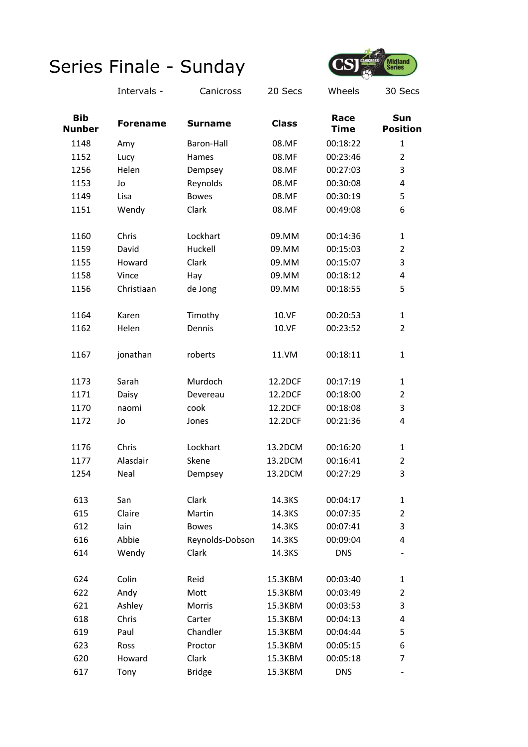# Series Finale - Sunday

Intervals - Canicross 20 Secs Wheels 30 Secs

| Bib Nunber | Forename | Surname | Class | Race Time | Sun Position |
|---|---|---|---|---|---|
| 1148 | Amy | Baron-Hall | 08.MF | 00:18:22 | 1 |
| 1152 | Lucy | Hames | 08.MF | 00:23:46 | 2 |
| 1256 | Helen | Dempsey | 08.MF | 00:27:03 | 3 |
| 1153 | Jo | Reynolds | 08.MF | 00:30:08 | 4 |
| 1149 | Lisa | Bowes | 08.MF | 00:30:19 | 5 |
| 1151 | Wendy | Clark | 08.MF | 00:49:08 | 6 |
| | | | | | |
| 1160 | Chris | Lockhart | 09.MM | 00:14:36 | 1 |
| 1159 | David | Huckell | 09.MM | 00:15:03 | 2 |
| 1155 | Howard | Clark | 09.MM | 00:15:07 | 3 |
| 1158 | Vince | Hay | 09.MM | 00:18:12 | 4 |
| 1156 | Christiaan | de Jong | 09.MM | 00:18:55 | 5 |
| | | | | | |
| 1164 | Karen | Timothy | 10.VF | 00:20:53 | 1 |
| 1162 | Helen | Dennis | 10.VF | 00:23:52 | 2 |
| | | | | | |
| 1167 | jonathan | roberts | 11.VM | 00:18:11 | 1 |
| | | | | | |
| 1173 | Sarah | Murdoch | 12.2DCF | 00:17:19 | 1 |
| 1171 | Daisy | Devereau | 12.2DCF | 00:18:00 | 2 |
| 1170 | naomi | cook | 12.2DCF | 00:18:08 | 3 |
| 1172 | Jo | Jones | 12.2DCF | 00:21:36 | 4 |
| | | | | | |
| 1176 | Chris | Lockhart | 13.2DCM | 00:16:20 | 1 |
| 1177 | Alasdair | Skene | 13.2DCM | 00:16:41 | 2 |
| 1254 | Neal | Dempsey | 13.2DCM | 00:27:29 | 3 |
| | | | | | |
| 613 | San | Clark | 14.3KS | 00:04:17 | 1 |
| 615 | Claire | Martin | 14.3KS | 00:07:35 | 2 |
| 612 | Iain | Bowes | 14.3KS | 00:07:41 | 3 |
| 616 | Abbie | Reynolds-Dobson | 14.3KS | 00:09:04 | 4 |
| 614 | Wendy | Clark | 14.3KS | DNS | - |
| | | | | | |
| 624 | Colin | Reid | 15.3KBM | 00:03:40 | 1 |
| 622 | Andy | Mott | 15.3KBM | 00:03:49 | 2 |
| 621 | Ashley | Morris | 15.3KBM | 00:03:53 | 3 |
| 618 | Chris | Carter | 15.3KBM | 00:04:13 | 4 |
| 619 | Paul | Chandler | 15.3KBM | 00:04:44 | 5 |
| 623 | Ross | Proctor | 15.3KBM | 00:05:15 | 6 |
| 620 | Howard | Clark | 15.3KBM | 00:05:18 | 7 |
| 617 | Tony | Bridge | 15.3KBM | DNS | - |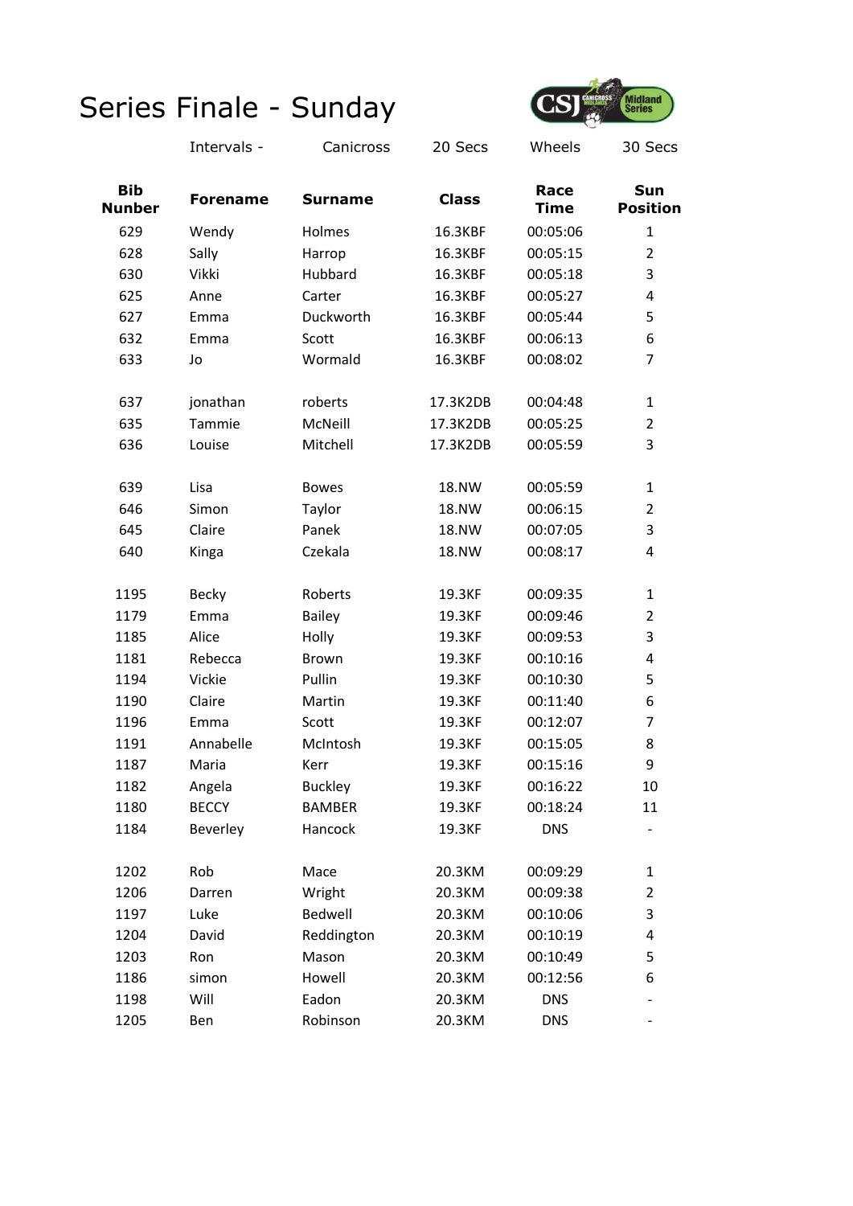# Series Finale - Sunday

Intervals - Canicross 20 Secs Wheels 30 Secs

| Bib Nunber | Forename | Surname | Class | Race Time | Sun Position |
|---|---|---|---|---|---|
| 629 | Wendy | Holmes | 16.3KBF | 00:05:06 | 1 |
| 628 | Sally | Harrop | 16.3KBF | 00:05:15 | 2 |
| 630 | Vikki | Hubbard | 16.3KBF | 00:05:18 | 3 |
| 625 | Anne | Carter | 16.3KBF | 00:05:27 | 4 |
| 627 | Emma | Duckworth | 16.3KBF | 00:05:44 | 5 |
| 632 | Emma | Scott | 16.3KBF | 00:06:13 | 6 |
| 633 | Jo | Wormald | 16.3KBF | 00:08:02 | 7 |
| | | | | | |
| 637 | jonathan | roberts | 17.3K2DB | 00:04:48 | 1 |
| 635 | Tammie | McNeill | 17.3K2DB | 00:05:25 | 2 |
| 636 | Louise | Mitchell | 17.3K2DB | 00:05:59 | 3 |
| | | | | | |
| 639 | Lisa | Bowes | 18.NW | 00:05:59 | 1 |
| 646 | Simon | Taylor | 18.NW | 00:06:15 | 2 |
| 645 | Claire | Panek | 18.NW | 00:07:05 | 3 |
| 640 | Kinga | Czekala | 18.NW | 00:08:17 | 4 |
| | | | | | |
| 1195 | Becky | Roberts | 19.3KF | 00:09:35 | 1 |
| 1179 | Emma | Bailey | 19.3KF | 00:09:46 | 2 |
| 1185 | Alice | Holly | 19.3KF | 00:09:53 | 3 |
| 1181 | Rebecca | Brown | 19.3KF | 00:10:16 | 4 |
| 1194 | Vickie | Pullin | 19.3KF | 00:10:30 | 5 |
| 1190 | Claire | Martin | 19.3KF | 00:11:40 | 6 |
| 1196 | Emma | Scott | 19.3KF | 00:12:07 | 7 |
| 1191 | Annabelle | McIntosh | 19.3KF | 00:15:05 | 8 |
| 1187 | Maria | Kerr | 19.3KF | 00:15:16 | 9 |
| 1182 | Angela | Buckley | 19.3KF | 00:16:22 | 10 |
| 1180 | BECCY | BAMBER | 19.3KF | 00:18:24 | 11 |
| 1184 | Beverley | Hancock | 19.3KF | DNS | - |
| | | | | | |
| 1202 | Rob | Mace | 20.3KM | 00:09:29 | 1 |
| 1206 | Darren | Wright | 20.3KM | 00:09:38 | 2 |
| 1197 | Luke | Bedwell | 20.3KM | 00:10:06 | 3 |
| 1204 | David | Reddington | 20.3KM | 00:10:19 | 4 |
| 1203 | Ron | Mason | 20.3KM | 00:10:49 | 5 |
| 1186 | simon | Howell | 20.3KM | 00:12:56 | 6 |
| 1198 | Will | Eadon | 20.3KM | DNS | - |
| 1205 | Ben | Robinson | 20.3KM | DNS | - |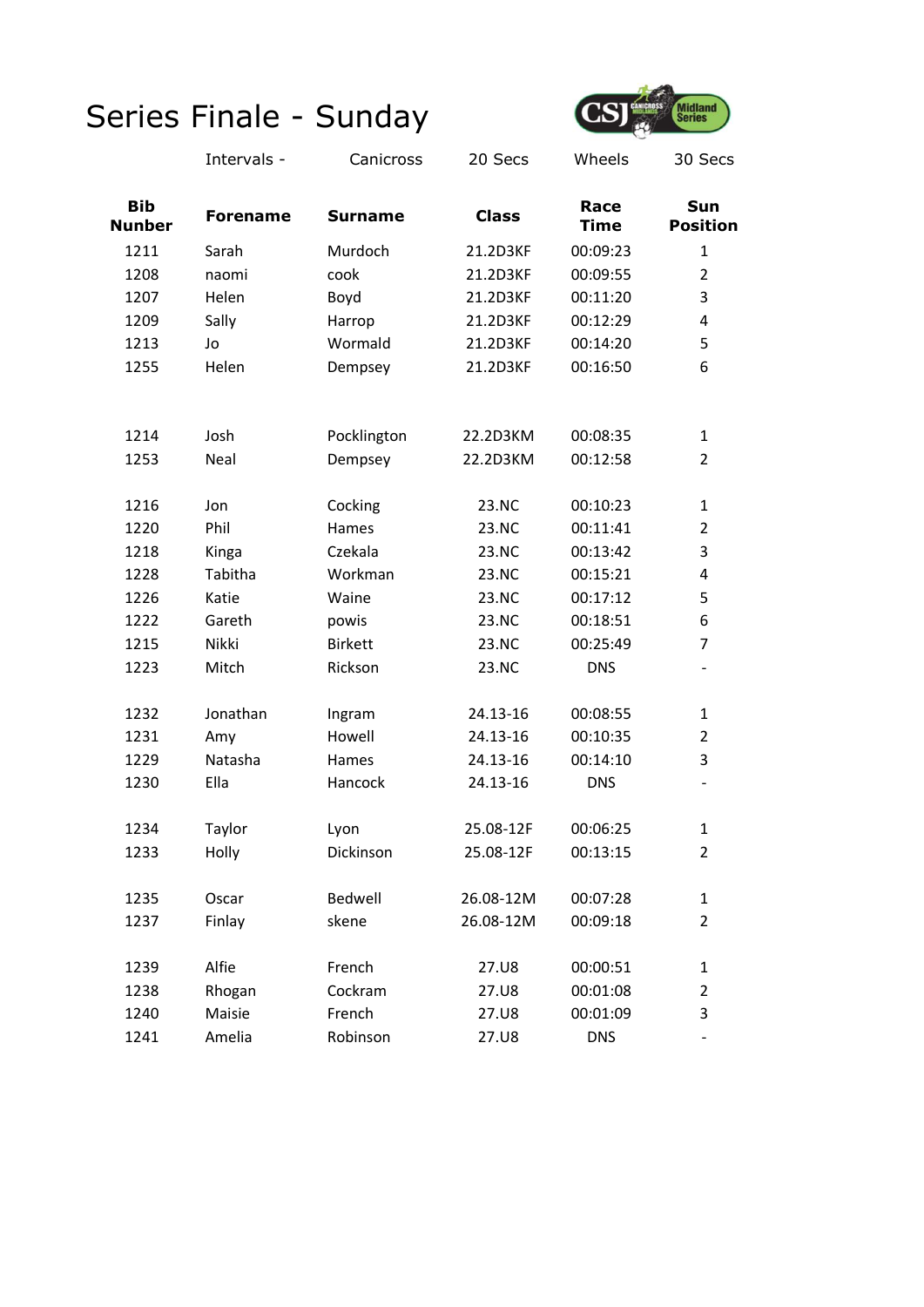# Series Finale - Sunday

| | Intervals - | Canicross | 20 Secs | Wheels | 30 Secs |
|---|---|---|---|---|---|

| Bib Nunber | Forename | Surname | Class | Race Time | Sun Position |
|---|---|---|---|---|---|
| 1211 | Sarah | Murdoch | 21.2D3KF | 00:09:23 | 1 |
| 1208 | naomi | cook | 21.2D3KF | 00:09:55 | 2 |
| 1207 | Helen | Boyd | 21.2D3KF | 00:11:20 | 3 |
| 1209 | Sally | Harrop | 21.2D3KF | 00:12:29 | 4 |
| 1213 | Jo | Wormald | 21.2D3KF | 00:14:20 | 5 |
| 1255 | Helen | Dempsey | 21.2D3KF | 00:16:50 | 6 |
| | | | | | |
| 1214 | Josh | Pocklington | 22.2D3KM | 00:08:35 | 1 |
| 1253 | Neal | Dempsey | 22.2D3KM | 00:12:58 | 2 |
| | | | | | |
| 1216 | Jon | Cocking | 23.NC | 00:10:23 | 1 |
| 1220 | Phil | Hames | 23.NC | 00:11:41 | 2 |
| 1218 | Kinga | Czekala | 23.NC | 00:13:42 | 3 |
| 1228 | Tabitha | Workman | 23.NC | 00:15:21 | 4 |
| 1226 | Katie | Waine | 23.NC | 00:17:12 | 5 |
| 1222 | Gareth | powis | 23.NC | 00:18:51 | 6 |
| 1215 | Nikki | Birkett | 23.NC | 00:25:49 | 7 |
| 1223 | Mitch | Rickson | 23.NC | DNS | - |
| | | | | | |
| 1232 | Jonathan | Ingram | 24.13-16 | 00:08:55 | 1 |
| 1231 | Amy | Howell | 24.13-16 | 00:10:35 | 2 |
| 1229 | Natasha | Hames | 24.13-16 | 00:14:10 | 3 |
| 1230 | Ella | Hancock | 24.13-16 | DNS | - |
| | | | | | |
| 1234 | Taylor | Lyon | 25.08-12F | 00:06:25 | 1 |
| 1233 | Holly | Dickinson | 25.08-12F | 00:13:15 | 2 |
| | | | | | |
| 1235 | Oscar | Bedwell | 26.08-12M | 00:07:28 | 1 |
| 1237 | Finlay | skene | 26.08-12M | 00:09:18 | 2 |
| | | | | | |
| 1239 | Alfie | French | 27.U8 | 00:00:51 | 1 |
| 1238 | Rhogan | Cockram | 27.U8 | 00:01:08 | 2 |
| 1240 | Maisie | French | 27.U8 | 00:01:09 | 3 |
| 1241 | Amelia | Robinson | 27.U8 | DNS | - |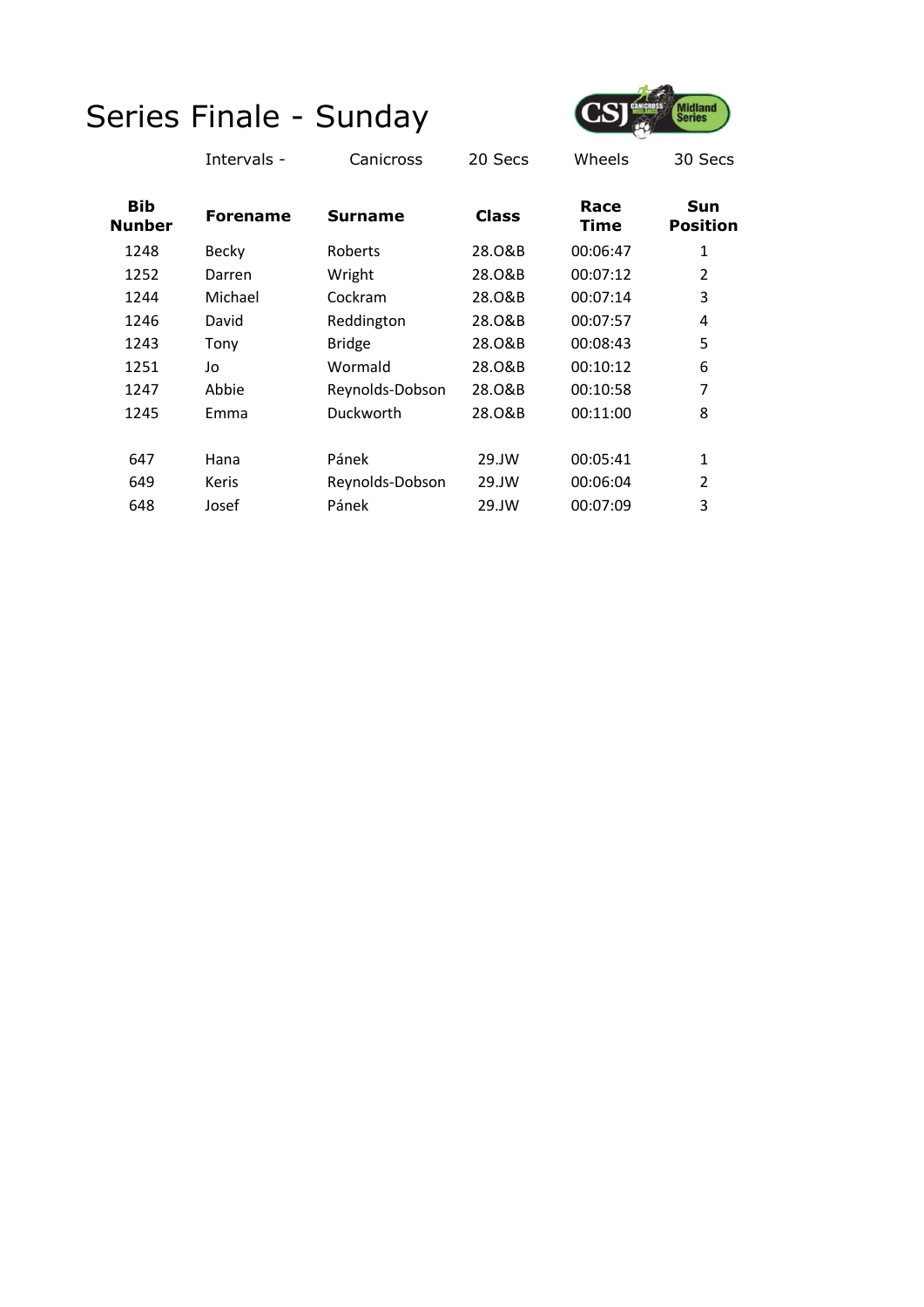# Series Finale - Sunday

| Intervals - | Canicross | 20 Secs | Wheels | 30 Secs |
|---|---|---|---|---|

| Bib Nunber | Forename | Surname | Class | Race Time | Sun Position |
|---|---|---|---|---|---|
| 1248 | Becky | Roberts | 28.O&B | 00:06:47 | 1 |
| 1252 | Darren | Wright | 28.O&B | 00:07:12 | 2 |
| 1244 | Michael | Cockram | 28.O&B | 00:07:14 | 3 |
| 1246 | David | Reddington | 28.O&B | 00:07:57 | 4 |
| 1243 | Tony | Bridge | 28.O&B | 00:08:43 | 5 |
| 1251 | Jo | Wormald | 28.O&B | 00:10:12 | 6 |
| 1247 | Abbie | Reynolds-Dobson | 28.O&B | 00:10:58 | 7 |
| 1245 | Emma | Duckworth | 28.O&B | 00:11:00 | 8 |
| | | | | | |
| 647 | Hana | Pánek | 29.JW | 00:05:41 | 1 |
| 649 | Keris | Reynolds-Dobson | 29.JW | 00:06:04 | 2 |
| 648 | Josef | Pánek | 29.JW | 00:07:09 | 3 |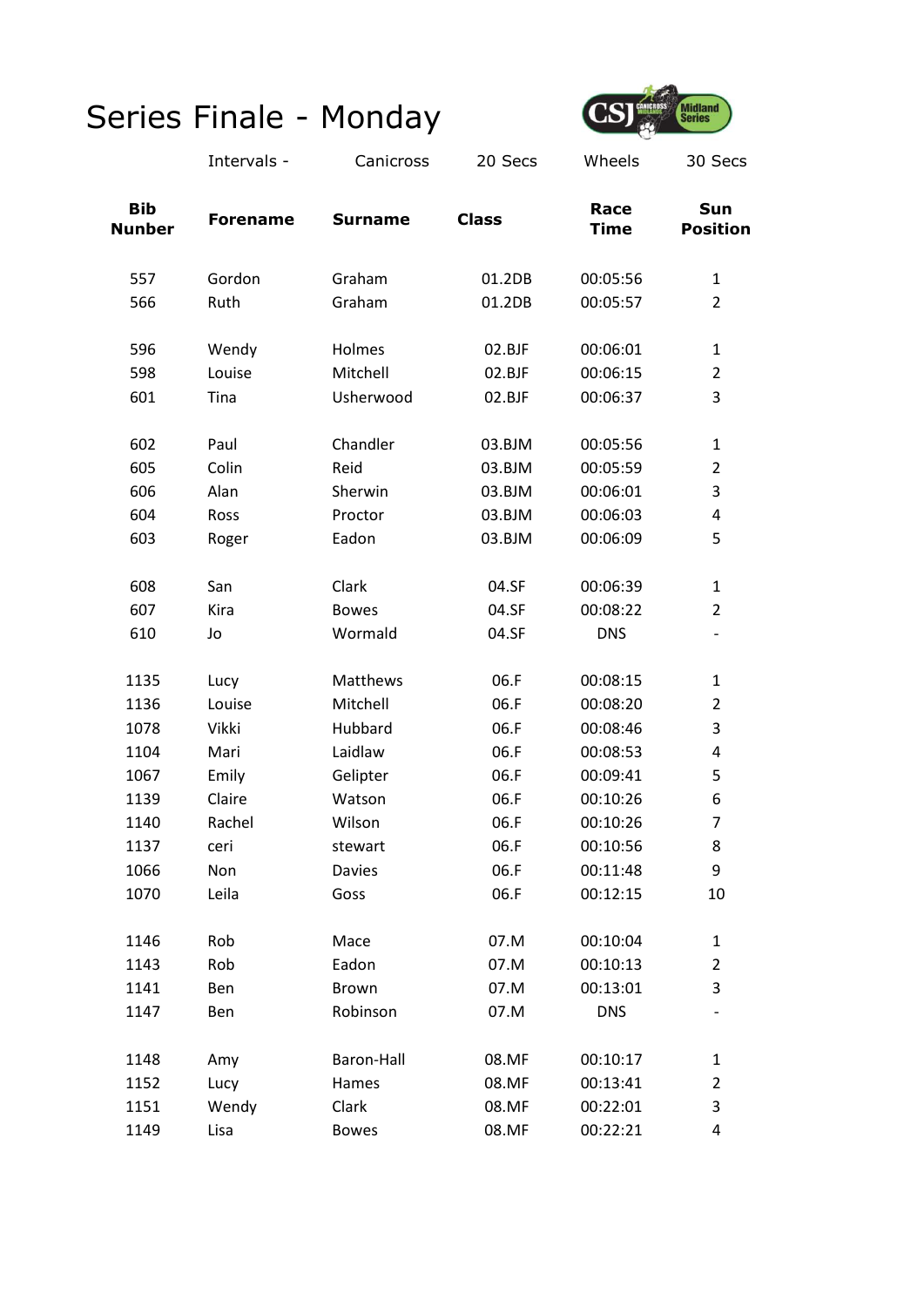# Series Finale - Monday

Intervals - Canicross 20 Secs Wheels 30 Secs

| Bib Nunber | Forename | Surname | Class | Race Time | Sun Position |
|---|---|---|---|---|---|
| 557 | Gordon | Graham | 01.2DB | 00:05:56 | 1 |
| 566 | Ruth | Graham | 01.2DB | 00:05:57 | 2 |
| | | | | | |
| 596 | Wendy | Holmes | 02.BJF | 00:06:01 | 1 |
| 598 | Louise | Mitchell | 02.BJF | 00:06:15 | 2 |
| 601 | Tina | Usherwood | 02.BJF | 00:06:37 | 3 |
| | | | | | |
| 602 | Paul | Chandler | 03.BJM | 00:05:56 | 1 |
| 605 | Colin | Reid | 03.BJM | 00:05:59 | 2 |
| 606 | Alan | Sherwin | 03.BJM | 00:06:01 | 3 |
| 604 | Ross | Proctor | 03.BJM | 00:06:03 | 4 |
| 603 | Roger | Eadon | 03.BJM | 00:06:09 | 5 |
| | | | | | |
| 608 | San | Clark | 04.SF | 00:06:39 | 1 |
| 607 | Kira | Bowes | 04.SF | 00:08:22 | 2 |
| 610 | Jo | Wormald | 04.SF | DNS | - |
| | | | | | |
| 1135 | Lucy | Matthews | 06.F | 00:08:15 | 1 |
| 1136 | Louise | Mitchell | 06.F | 00:08:20 | 2 |
| 1078 | Vikki | Hubbard | 06.F | 00:08:46 | 3 |
| 1104 | Mari | Laidlaw | 06.F | 00:08:53 | 4 |
| 1067 | Emily | Gelipter | 06.F | 00:09:41 | 5 |
| 1139 | Claire | Watson | 06.F | 00:10:26 | 6 |
| 1140 | Rachel | Wilson | 06.F | 00:10:26 | 7 |
| 1137 | ceri | stewart | 06.F | 00:10:56 | 8 |
| 1066 | Non | Davies | 06.F | 00:11:48 | 9 |
| 1070 | Leila | Goss | 06.F | 00:12:15 | 10 |
| | | | | | |
| 1146 | Rob | Mace | 07.M | 00:10:04 | 1 |
| 1143 | Rob | Eadon | 07.M | 00:10:13 | 2 |
| 1141 | Ben | Brown | 07.M | 00:13:01 | 3 |
| 1147 | Ben | Robinson | 07.M | DNS | - |
| | | | | | |
| 1148 | Amy | Baron-Hall | 08.MF | 00:10:17 | 1 |
| 1152 | Lucy | Hames | 08.MF | 00:13:41 | 2 |
| 1151 | Wendy | Clark | 08.MF | 00:22:01 | 3 |
| 1149 | Lisa | Bowes | 08.MF | 00:22:21 | 4 |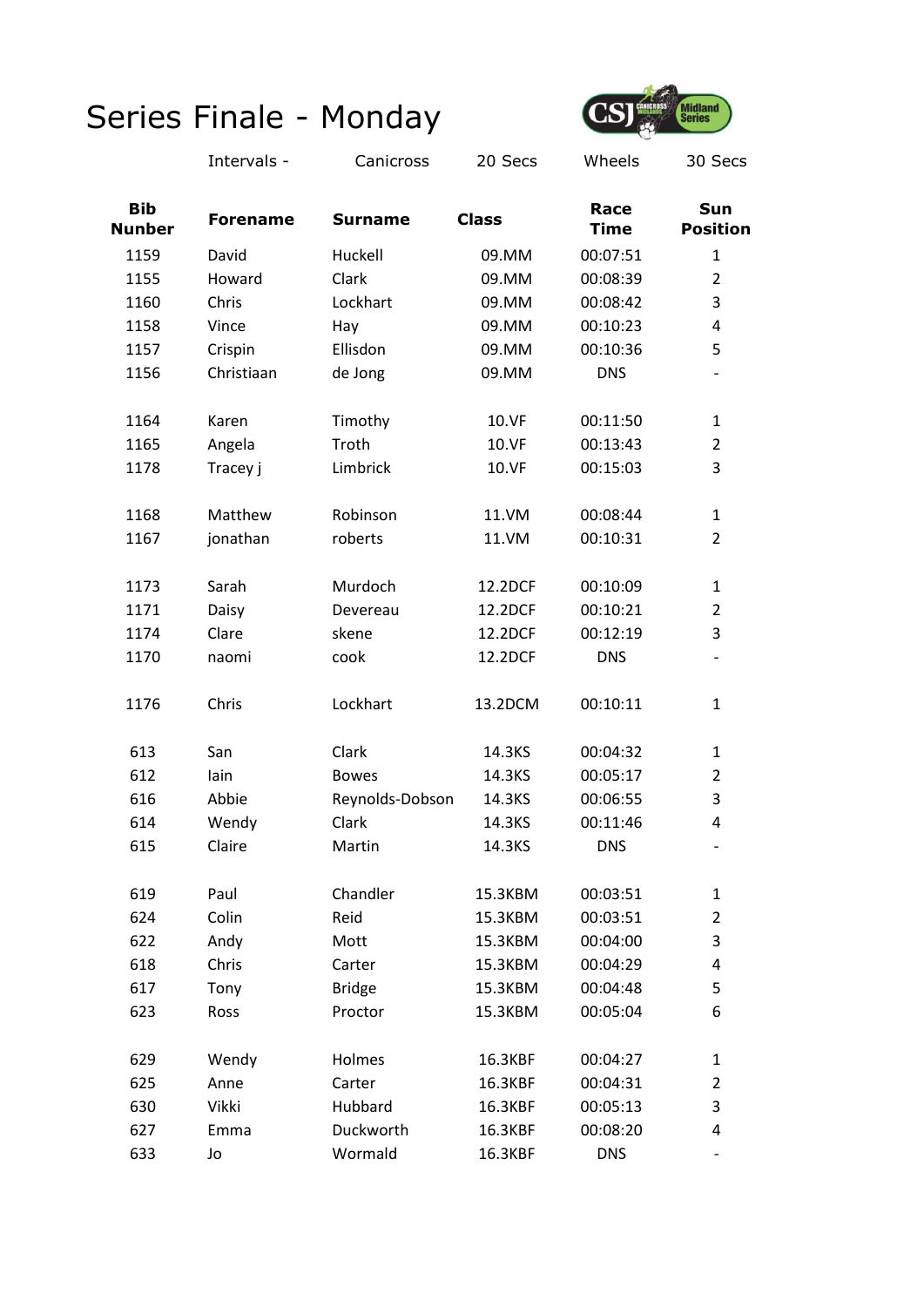# Series Finale - Monday

| Intervals - | Canicross | 20 Secs | Wheels | 30 Secs |
|---|---|---|---|---|

| Bib Nunber | Forename | Surname | Class | Race Time | Sun Position |
|---|---|---|---|---|---|
| 1159 | David | Huckell | 09.MM | 00:07:51 | 1 |
| 1155 | Howard | Clark | 09.MM | 00:08:39 | 2 |
| 1160 | Chris | Lockhart | 09.MM | 00:08:42 | 3 |
| 1158 | Vince | Hay | 09.MM | 00:10:23 | 4 |
| 1157 | Crispin | Ellisdon | 09.MM | 00:10:36 | 5 |
| 1156 | Christiaan | de Jong | 09.MM | DNS | - |
| | | | | | |
| 1164 | Karen | Timothy | 10.VF | 00:11:50 | 1 |
| 1165 | Angela | Troth | 10.VF | 00:13:43 | 2 |
| 1178 | Tracey j | Limbrick | 10.VF | 00:15:03 | 3 |
| | | | | | |
| 1168 | Matthew | Robinson | 11.VM | 00:08:44 | 1 |
| 1167 | jonathan | roberts | 11.VM | 00:10:31 | 2 |
| | | | | | |
| 1173 | Sarah | Murdoch | 12.2DCF | 00:10:09 | 1 |
| 1171 | Daisy | Devereau | 12.2DCF | 00:10:21 | 2 |
| 1174 | Clare | skene | 12.2DCF | 00:12:19 | 3 |
| 1170 | naomi | cook | 12.2DCF | DNS | - |
| | | | | | |
| 1176 | Chris | Lockhart | 13.2DCM | 00:10:11 | 1 |
| | | | | | |
| 613 | San | Clark | 14.3KS | 00:04:32 | 1 |
| 612 | Iain | Bowes | 14.3KS | 00:05:17 | 2 |
| 616 | Abbie | Reynolds-Dobson | 14.3KS | 00:06:55 | 3 |
| 614 | Wendy | Clark | 14.3KS | 00:11:46 | 4 |
| 615 | Claire | Martin | 14.3KS | DNS | - |
| | | | | | |
| 619 | Paul | Chandler | 15.3KBM | 00:03:51 | 1 |
| 624 | Colin | Reid | 15.3KBM | 00:03:51 | 2 |
| 622 | Andy | Mott | 15.3KBM | 00:04:00 | 3 |
| 618 | Chris | Carter | 15.3KBM | 00:04:29 | 4 |
| 617 | Tony | Bridge | 15.3KBM | 00:04:48 | 5 |
| 623 | Ross | Proctor | 15.3KBM | 00:05:04 | 6 |
| | | | | | |
| 629 | Wendy | Holmes | 16.3KBF | 00:04:27 | 1 |
| 625 | Anne | Carter | 16.3KBF | 00:04:31 | 2 |
| 630 | Vikki | Hubbard | 16.3KBF | 00:05:13 | 3 |
| 627 | Emma | Duckworth | 16.3KBF | 00:08:20 | 4 |
| 633 | Jo | Wormald | 16.3KBF | DNS | - |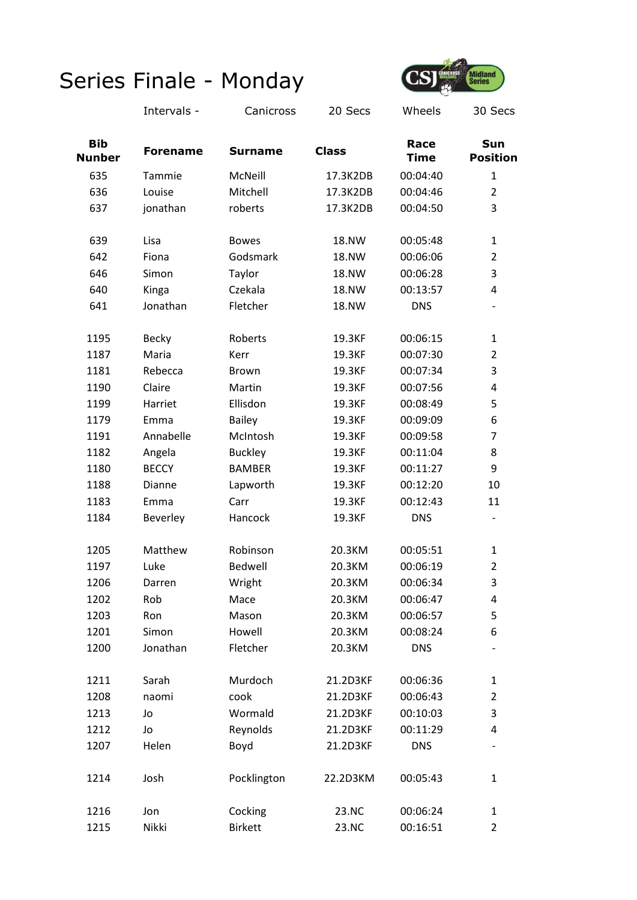# Series Finale - Monday

| Intervals - | Canicross | 20 Secs | Wheels | 30 Secs |
|---|---|---|---|---|

| Bib Nunber | Forename | Surname | Class | Race Time | Sun Position |
|---|---|---|---|---|---|
| 635 | Tammie | McNeill | 17.3K2DB | 00:04:40 | 1 |
| 636 | Louise | Mitchell | 17.3K2DB | 00:04:46 | 2 |
| 637 | jonathan | roberts | 17.3K2DB | 00:04:50 | 3 |
| | | | | | |
| 639 | Lisa | Bowes | 18.NW | 00:05:48 | 1 |
| 642 | Fiona | Godsmark | 18.NW | 00:06:06 | 2 |
| 646 | Simon | Taylor | 18.NW | 00:06:28 | 3 |
| 640 | Kinga | Czekala | 18.NW | 00:13:57 | 4 |
| 641 | Jonathan | Fletcher | 18.NW | DNS | - |
| | | | | | |
| 1195 | Becky | Roberts | 19.3KF | 00:06:15 | 1 |
| 1187 | Maria | Kerr | 19.3KF | 00:07:30 | 2 |
| 1181 | Rebecca | Brown | 19.3KF | 00:07:34 | 3 |
| 1190 | Claire | Martin | 19.3KF | 00:07:56 | 4 |
| 1199 | Harriet | Ellisdon | 19.3KF | 00:08:49 | 5 |
| 1179 | Emma | Bailey | 19.3KF | 00:09:09 | 6 |
| 1191 | Annabelle | McIntosh | 19.3KF | 00:09:58 | 7 |
| 1182 | Angela | Buckley | 19.3KF | 00:11:04 | 8 |
| 1180 | BECCY | BAMBER | 19.3KF | 00:11:27 | 9 |
| 1188 | Dianne | Lapworth | 19.3KF | 00:12:20 | 10 |
| 1183 | Emma | Carr | 19.3KF | 00:12:43 | 11 |
| 1184 | Beverley | Hancock | 19.3KF | DNS | - |
| | | | | | |
| 1205 | Matthew | Robinson | 20.3KM | 00:05:51 | 1 |
| 1197 | Luke | Bedwell | 20.3KM | 00:06:19 | 2 |
| 1206 | Darren | Wright | 20.3KM | 00:06:34 | 3 |
| 1202 | Rob | Mace | 20.3KM | 00:06:47 | 4 |
| 1203 | Ron | Mason | 20.3KM | 00:06:57 | 5 |
| 1201 | Simon | Howell | 20.3KM | 00:08:24 | 6 |
| 1200 | Jonathan | Fletcher | 20.3KM | DNS | - |
| | | | | | |
| 1211 | Sarah | Murdoch | 21.2D3KF | 00:06:36 | 1 |
| 1208 | naomi | cook | 21.2D3KF | 00:06:43 | 2 |
| 1213 | Jo | Wormald | 21.2D3KF | 00:10:03 | 3 |
| 1212 | Jo | Reynolds | 21.2D3KF | 00:11:29 | 4 |
| 1207 | Helen | Boyd | 21.2D3KF | DNS | - |
| | | | | | |
| 1214 | Josh | Pocklington | 22.2D3KM | 00:05:43 | 1 |
| | | | | | |
| 1216 | Jon | Cocking | 23.NC | 00:06:24 | 1 |
| 1215 | Nikki | Birkett | 23.NC | 00:16:51 | 2 |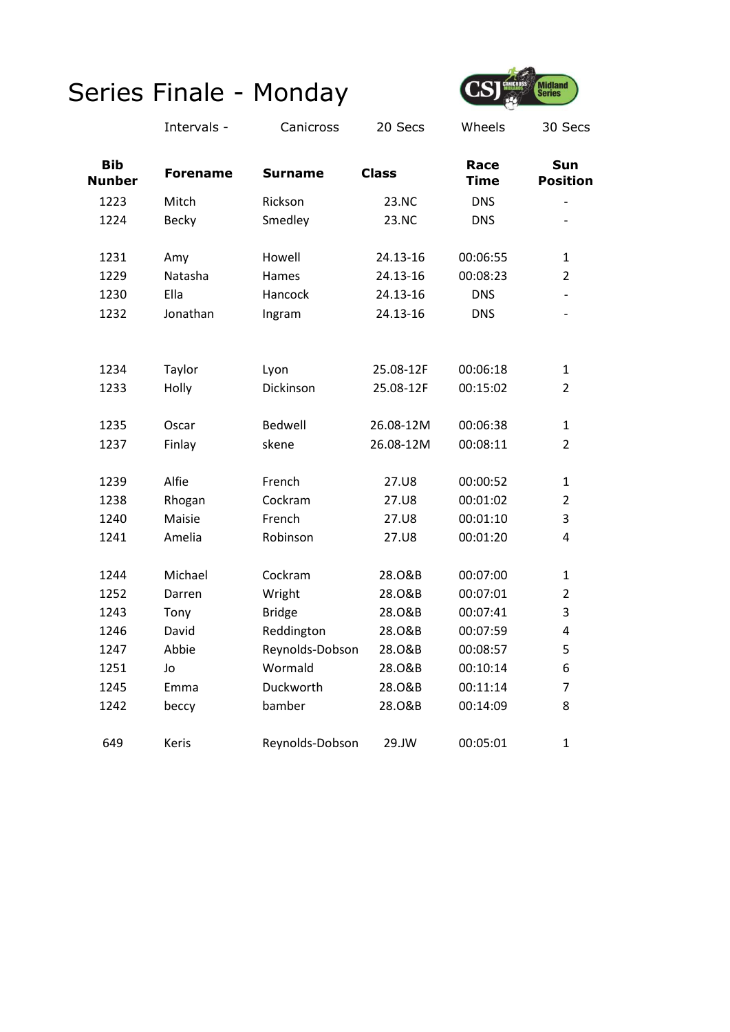# Series Finale - Monday

| | Intervals - | Canicross | 20 Secs | Wheels | 30 Secs |
|---|---|---|---|---|---|

| Bib Nunber | Forename | Surname | Class | Race Time | Sun Position |
|---|---|---|---|---|---|
| 1223 | Mitch | Rickson | 23.NC | DNS | - |
| 1224 | Becky | Smedley | 23.NC | DNS | - |
| | | | | | |
| 1231 | Amy | Howell | 24.13-16 | 00:06:55 | 1 |
| 1229 | Natasha | Hames | 24.13-16 | 00:08:23 | 2 |
| 1230 | Ella | Hancock | 24.13-16 | DNS | - |
| 1232 | Jonathan | Ingram | 24.13-16 | DNS | - |
| | | | | | |
| 1234 | Taylor | Lyon | 25.08-12F | 00:06:18 | 1 |
| 1233 | Holly | Dickinson | 25.08-12F | 00:15:02 | 2 |
| | | | | | |
| 1235 | Oscar | Bedwell | 26.08-12M | 00:06:38 | 1 |
| 1237 | Finlay | skene | 26.08-12M | 00:08:11 | 2 |
| | | | | | |
| 1239 | Alfie | French | 27.U8 | 00:00:52 | 1 |
| 1238 | Rhogan | Cockram | 27.U8 | 00:01:02 | 2 |
| 1240 | Maisie | French | 27.U8 | 00:01:10 | 3 |
| 1241 | Amelia | Robinson | 27.U8 | 00:01:20 | 4 |
| | | | | | |
| 1244 | Michael | Cockram | 28.O&B | 00:07:00 | 1 |
| 1252 | Darren | Wright | 28.O&B | 00:07:01 | 2 |
| 1243 | Tony | Bridge | 28.O&B | 00:07:41 | 3 |
| 1246 | David | Reddington | 28.O&B | 00:07:59 | 4 |
| 1247 | Abbie | Reynolds-Dobson | 28.O&B | 00:08:57 | 5 |
| 1251 | Jo | Wormald | 28.O&B | 00:10:14 | 6 |
| 1245 | Emma | Duckworth | 28.O&B | 00:11:14 | 7 |
| 1242 | beccy | bamber | 28.O&B | 00:14:09 | 8 |
| | | | | | |
| 649 | Keris | Reynolds-Dobson | 29.JW | 00:05:01 | 1 |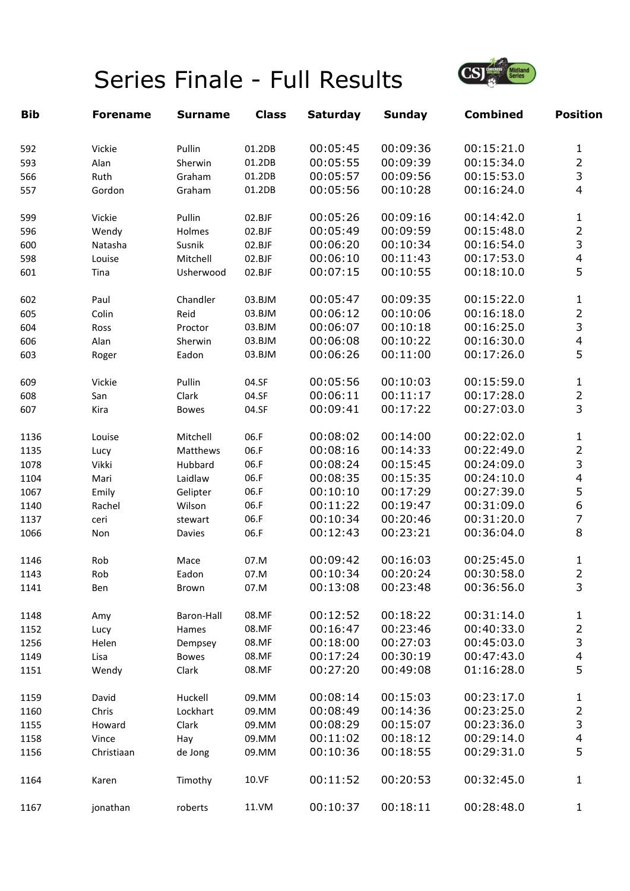# Series Finale - Full Results

| Bib | Forename | Surname | Class | Saturday | Sunday | Combined | Position |
|---|---|---|---|---|---|---|---|
| 592 | Vickie | Pullin | 01.2DB | 00:05:45 | 00:09:36 | 00:15:21.0 | 1 |
| 593 | Alan | Sherwin | 01.2DB | 00:05:55 | 00:09:39 | 00:15:34.0 | 2 |
| 566 | Ruth | Graham | 01.2DB | 00:05:57 | 00:09:56 | 00:15:53.0 | 3 |
| 557 | Gordon | Graham | 01.2DB | 00:05:56 | 00:10:28 | 00:16:24.0 | 4 |
| | | | | | | | |
| 599 | Vickie | Pullin | 02.BJF | 00:05:26 | 00:09:16 | 00:14:42.0 | 1 |
| 596 | Wendy | Holmes | 02.BJF | 00:05:49 | 00:09:59 | 00:15:48.0 | 2 |
| 600 | Natasha | Susnik | 02.BJF | 00:06:20 | 00:10:34 | 00:16:54.0 | 3 |
| 598 | Louise | Mitchell | 02.BJF | 00:06:10 | 00:11:43 | 00:17:53.0 | 4 |
| 601 | Tina | Usherwood | 02.BJF | 00:07:15 | 00:10:55 | 00:18:10.0 | 5 |
| | | | | | | | |
| 602 | Paul | Chandler | 03.BJM | 00:05:47 | 00:09:35 | 00:15:22.0 | 1 |
| 605 | Colin | Reid | 03.BJM | 00:06:12 | 00:10:06 | 00:16:18.0 | 2 |
| 604 | Ross | Proctor | 03.BJM | 00:06:07 | 00:10:18 | 00:16:25.0 | 3 |
| 606 | Alan | Sherwin | 03.BJM | 00:06:08 | 00:10:22 | 00:16:30.0 | 4 |
| 603 | Roger | Eadon | 03.BJM | 00:06:26 | 00:11:00 | 00:17:26.0 | 5 |
| | | | | | | | |
| 609 | Vickie | Pullin | 04.SF | 00:05:56 | 00:10:03 | 00:15:59.0 | 1 |
| 608 | San | Clark | 04.SF | 00:06:11 | 00:11:17 | 00:17:28.0 | 2 |
| 607 | Kira | Bowes | 04.SF | 00:09:41 | 00:17:22 | 00:27:03.0 | 3 |
| | | | | | | | |
| 1136 | Louise | Mitchell | 06.F | 00:08:02 | 00:14:00 | 00:22:02.0 | 1 |
| 1135 | Lucy | Matthews | 06.F | 00:08:16 | 00:14:33 | 00:22:49.0 | 2 |
| 1078 | Vikki | Hubbard | 06.F | 00:08:24 | 00:15:45 | 00:24:09.0 | 3 |
| 1104 | Mari | Laidlaw | 06.F | 00:08:35 | 00:15:35 | 00:24:10.0 | 4 |
| 1067 | Emily | Gelipter | 06.F | 00:10:10 | 00:17:29 | 00:27:39.0 | 5 |
| 1140 | Rachel | Wilson | 06.F | 00:11:22 | 00:19:47 | 00:31:09.0 | 6 |
| 1137 | ceri | stewart | 06.F | 00:10:34 | 00:20:46 | 00:31:20.0 | 7 |
| 1066 | Non | Davies | 06.F | 00:12:43 | 00:23:21 | 00:36:04.0 | 8 |
| | | | | | | | |
| 1146 | Rob | Mace | 07.M | 00:09:42 | 00:16:03 | 00:25:45.0 | 1 |
| 1143 | Rob | Eadon | 07.M | 00:10:34 | 00:20:24 | 00:30:58.0 | 2 |
| 1141 | Ben | Brown | 07.M | 00:13:08 | 00:23:48 | 00:36:56.0 | 3 |
| | | | | | | | |
| 1148 | Amy | Baron-Hall | 08.MF | 00:12:52 | 00:18:22 | 00:31:14.0 | 1 |
| 1152 | Lucy | Hames | 08.MF | 00:16:47 | 00:23:46 | 00:40:33.0 | 2 |
| 1256 | Helen | Dempsey | 08.MF | 00:18:00 | 00:27:03 | 00:45:03.0 | 3 |
| 1149 | Lisa | Bowes | 08.MF | 00:17:24 | 00:30:19 | 00:47:43.0 | 4 |
| 1151 | Wendy | Clark | 08.MF | 00:27:20 | 00:49:08 | 01:16:28.0 | 5 |
| | | | | | | | |
| 1159 | David | Huckell | 09.MM | 00:08:14 | 00:15:03 | 00:23:17.0 | 1 |
| 1160 | Chris | Lockhart | 09.MM | 00:08:49 | 00:14:36 | 00:23:25.0 | 2 |
| 1155 | Howard | Clark | 09.MM | 00:08:29 | 00:15:07 | 00:23:36.0 | 3 |
| 1158 | Vince | Hay | 09.MM | 00:11:02 | 00:18:12 | 00:29:14.0 | 4 |
| 1156 | Christiaan | de Jong | 09.MM | 00:10:36 | 00:18:55 | 00:29:31.0 | 5 |
| | | | | | | | |
| 1164 | Karen | Timothy | 10.VF | 00:11:52 | 00:20:53 | 00:32:45.0 | 1 |
| | | | | | | | |
| 1167 | jonathan | roberts | 11.VM | 00:10:37 | 00:18:11 | 00:28:48.0 | 1 |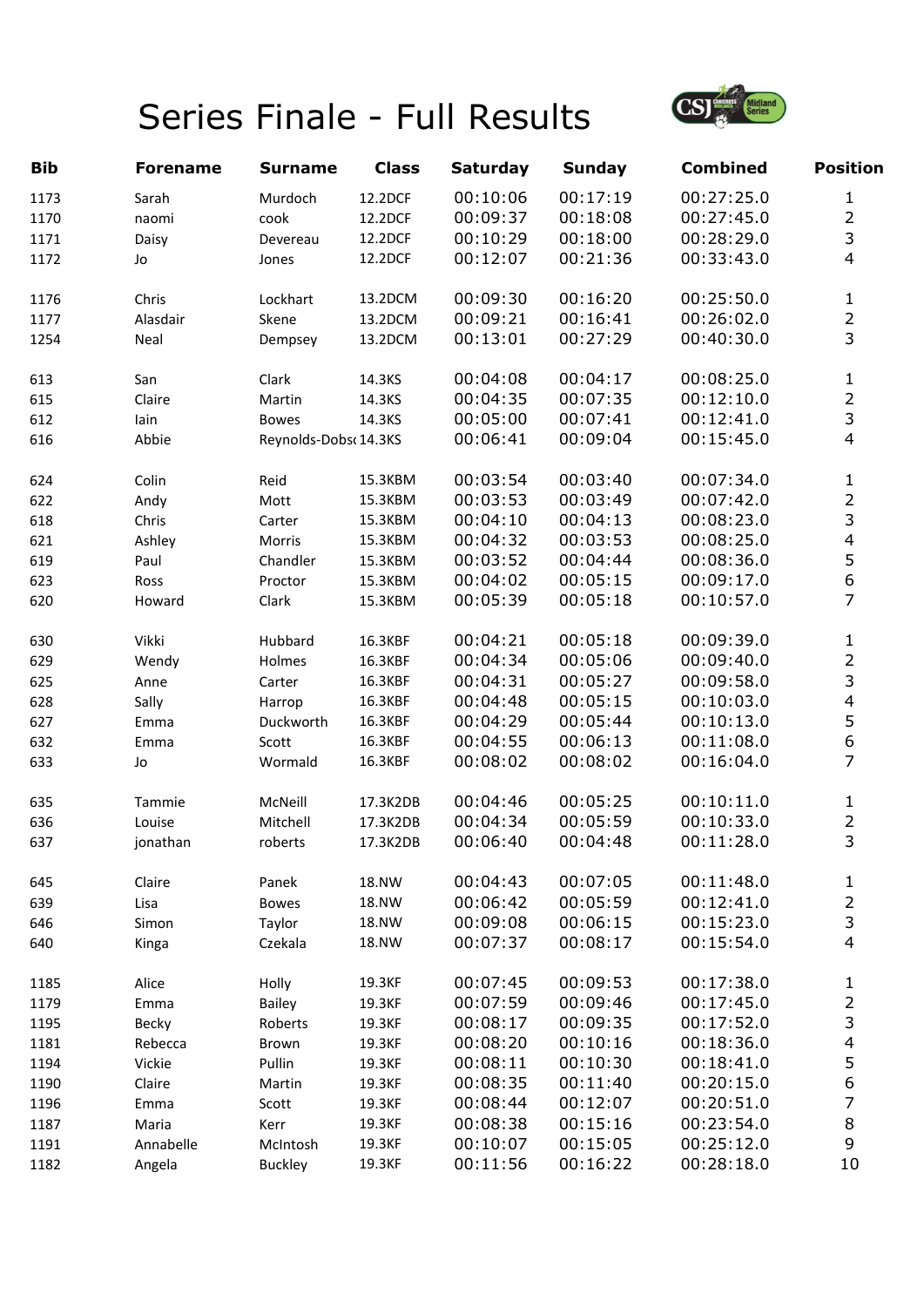# Series Finale - Full Results

| Bib | Forename | Surname | Class | Saturday | Sunday | Combined | Position |
|---|---|---|---|---|---|---|---|
| 1173 | Sarah | Murdoch | 12.2DCF | 00:10:06 | 00:17:19 | 00:27:25.0 | 1 |
| 1170 | naomi | cook | 12.2DCF | 00:09:37 | 00:18:08 | 00:27:45.0 | 2 |
| 1171 | Daisy | Devereau | 12.2DCF | 00:10:29 | 00:18:00 | 00:28:29.0 | 3 |
| 1172 | Jo | Jones | 12.2DCF | 00:12:07 | 00:21:36 | 00:33:43.0 | 4 |
| | | | | | | | |
| 1176 | Chris | Lockhart | 13.2DCM | 00:09:30 | 00:16:20 | 00:25:50.0 | 1 |
| 1177 | Alasdair | Skene | 13.2DCM | 00:09:21 | 00:16:41 | 00:26:02.0 | 2 |
| 1254 | Neal | Dempsey | 13.2DCM | 00:13:01 | 00:27:29 | 00:40:30.0 | 3 |
| | | | | | | | |
| 613 | San | Clark | 14.3KS | 00:04:08 | 00:04:17 | 00:08:25.0 | 1 |
| 615 | Claire | Martin | 14.3KS | 00:04:35 | 00:07:35 | 00:12:10.0 | 2 |
| 612 | Iain | Bowes | 14.3KS | 00:05:00 | 00:07:41 | 00:12:41.0 | 3 |
| 616 | Abbie | Reynolds-Dobs | 14.3KS | 00:06:41 | 00:09:04 | 00:15:45.0 | 4 |
| | | | | | | | |
| 624 | Colin | Reid | 15.3KBM | 00:03:54 | 00:03:40 | 00:07:34.0 | 1 |
| 622 | Andy | Mott | 15.3KBM | 00:03:53 | 00:03:49 | 00:07:42.0 | 2 |
| 618 | Chris | Carter | 15.3KBM | 00:04:10 | 00:04:13 | 00:08:23.0 | 3 |
| 621 | Ashley | Morris | 15.3KBM | 00:04:32 | 00:03:53 | 00:08:25.0 | 4 |
| 619 | Paul | Chandler | 15.3KBM | 00:03:52 | 00:04:44 | 00:08:36.0 | 5 |
| 623 | Ross | Proctor | 15.3KBM | 00:04:02 | 00:05:15 | 00:09:17.0 | 6 |
| 620 | Howard | Clark | 15.3KBM | 00:05:39 | 00:05:18 | 00:10:57.0 | 7 |
| | | | | | | | |
| 630 | Vikki | Hubbard | 16.3KBF | 00:04:21 | 00:05:18 | 00:09:39.0 | 1 |
| 629 | Wendy | Holmes | 16.3KBF | 00:04:34 | 00:05:06 | 00:09:40.0 | 2 |
| 625 | Anne | Carter | 16.3KBF | 00:04:31 | 00:05:27 | 00:09:58.0 | 3 |
| 628 | Sally | Harrop | 16.3KBF | 00:04:48 | 00:05:15 | 00:10:03.0 | 4 |
| 627 | Emma | Duckworth | 16.3KBF | 00:04:29 | 00:05:44 | 00:10:13.0 | 5 |
| 632 | Emma | Scott | 16.3KBF | 00:04:55 | 00:06:13 | 00:11:08.0 | 6 |
| 633 | Jo | Wormald | 16.3KBF | 00:08:02 | 00:08:02 | 00:16:04.0 | 7 |
| | | | | | | | |
| 635 | Tammie | McNeill | 17.3K2DB | 00:04:46 | 00:05:25 | 00:10:11.0 | 1 |
| 636 | Louise | Mitchell | 17.3K2DB | 00:04:34 | 00:05:59 | 00:10:33.0 | 2 |
| 637 | jonathan | roberts | 17.3K2DB | 00:06:40 | 00:04:48 | 00:11:28.0 | 3 |
| | | | | | | | |
| 645 | Claire | Panek | 18.NW | 00:04:43 | 00:07:05 | 00:11:48.0 | 1 |
| 639 | Lisa | Bowes | 18.NW | 00:06:42 | 00:05:59 | 00:12:41.0 | 2 |
| 646 | Simon | Taylor | 18.NW | 00:09:08 | 00:06:15 | 00:15:23.0 | 3 |
| 640 | Kinga | Czekala | 18.NW | 00:07:37 | 00:08:17 | 00:15:54.0 | 4 |
| | | | | | | | |
| 1185 | Alice | Holly | 19.3KF | 00:07:45 | 00:09:53 | 00:17:38.0 | 1 |
| 1179 | Emma | Bailey | 19.3KF | 00:07:59 | 00:09:46 | 00:17:45.0 | 2 |
| 1195 | Becky | Roberts | 19.3KF | 00:08:17 | 00:09:35 | 00:17:52.0 | 3 |
| 1181 | Rebecca | Brown | 19.3KF | 00:08:20 | 00:10:16 | 00:18:36.0 | 4 |
| 1194 | Vickie | Pullin | 19.3KF | 00:08:11 | 00:10:30 | 00:18:41.0 | 5 |
| 1190 | Claire | Martin | 19.3KF | 00:08:35 | 00:11:40 | 00:20:15.0 | 6 |
| 1196 | Emma | Scott | 19.3KF | 00:08:44 | 00:12:07 | 00:20:51.0 | 7 |
| 1187 | Maria | Kerr | 19.3KF | 00:08:38 | 00:15:16 | 00:23:54.0 | 8 |
| 1191 | Annabelle | McIntosh | 19.3KF | 00:10:07 | 00:15:05 | 00:25:12.0 | 9 |
| 1182 | Angela | Buckley | 19.3KF | 00:11:56 | 00:16:22 | 00:28:18.0 | 10 |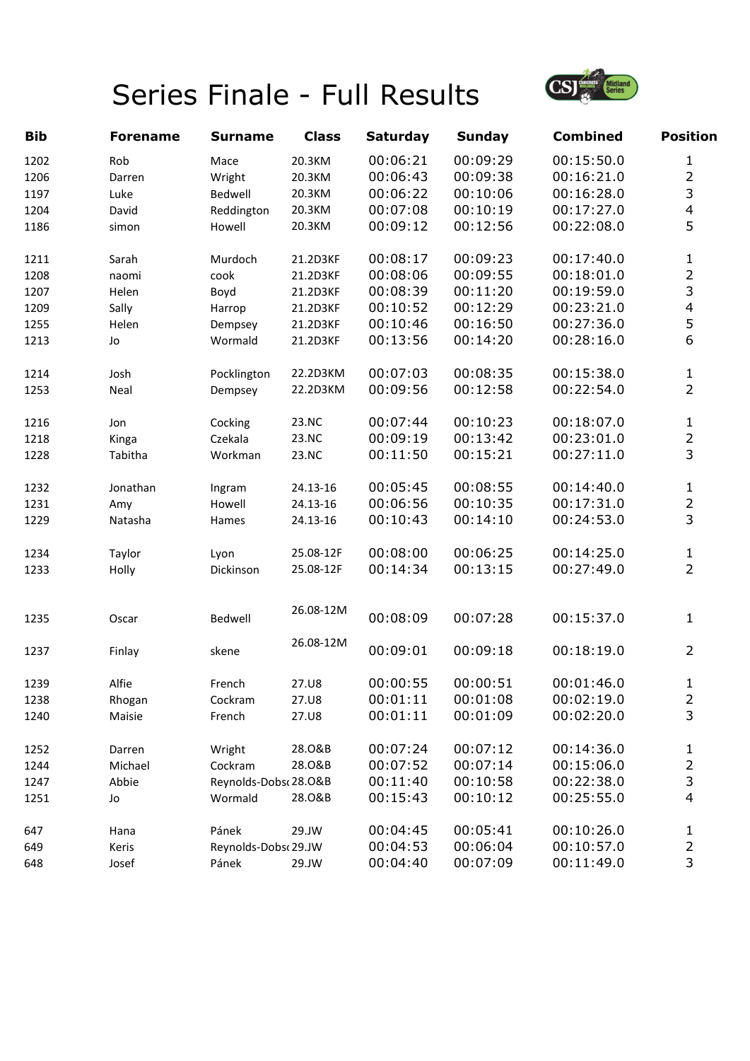# Series Finale - Full Results

| Bib | Forename | Surname | Class | Saturday | Sunday | Combined | Position |
|---|---|---|---|---|---|---|---|
| 1202 | Rob | Mace | 20.3KM | 00:06:21 | 00:09:29 | 00:15:50.0 | 1 |
| 1206 | Darren | Wright | 20.3KM | 00:06:43 | 00:09:38 | 00:16:21.0 | 2 |
| 1197 | Luke | Bedwell | 20.3KM | 00:06:22 | 00:10:06 | 00:16:28.0 | 3 |
| 1204 | David | Reddington | 20.3KM | 00:07:08 | 00:10:19 | 00:17:27.0 | 4 |
| 1186 | simon | Howell | 20.3KM | 00:09:12 | 00:12:56 | 00:22:08.0 | 5 |
| | | | | | | | |
| 1211 | Sarah | Murdoch | 21.2D3KF | 00:08:17 | 00:09:23 | 00:17:40.0 | 1 |
| 1208 | naomi | cook | 21.2D3KF | 00:08:06 | 00:09:55 | 00:18:01.0 | 2 |
| 1207 | Helen | Boyd | 21.2D3KF | 00:08:39 | 00:11:20 | 00:19:59.0 | 3 |
| 1209 | Sally | Harrop | 21.2D3KF | 00:10:52 | 00:12:29 | 00:23:21.0 | 4 |
| 1255 | Helen | Dempsey | 21.2D3KF | 00:10:46 | 00:16:50 | 00:27:36.0 | 5 |
| 1213 | Jo | Wormald | 21.2D3KF | 00:13:56 | 00:14:20 | 00:28:16.0 | 6 |
| | | | | | | | |
| 1214 | Josh | Pocklington | 22.2D3KM | 00:07:03 | 00:08:35 | 00:15:38.0 | 1 |
| 1253 | Neal | Dempsey | 22.2D3KM | 00:09:56 | 00:12:58 | 00:22:54.0 | 2 |
| | | | | | | | |
| 1216 | Jon | Cocking | 23.NC | 00:07:44 | 00:10:23 | 00:18:07.0 | 1 |
| 1218 | Kinga | Czekala | 23.NC | 00:09:19 | 00:13:42 | 00:23:01.0 | 2 |
| 1228 | Tabitha | Workman | 23.NC | 00:11:50 | 00:15:21 | 00:27:11.0 | 3 |
| | | | | | | | |
| 1232 | Jonathan | Ingram | 24.13-16 | 00:05:45 | 00:08:55 | 00:14:40.0 | 1 |
| 1231 | Amy | Howell | 24.13-16 | 00:06:56 | 00:10:35 | 00:17:31.0 | 2 |
| 1229 | Natasha | Hames | 24.13-16 | 00:10:43 | 00:14:10 | 00:24:53.0 | 3 |
| | | | | | | | |
| 1234 | Taylor | Lyon | 25.08-12F | 00:08:00 | 00:06:25 | 00:14:25.0 | 1 |
| 1233 | Holly | Dickinson | 25.08-12F | 00:14:34 | 00:13:15 | 00:27:49.0 | 2 |
| | | | | | | | |
| 1235 | Oscar | Bedwell | 26.08-12M | 00:08:09 | 00:07:28 | 00:15:37.0 | 1 |
| 1237 | Finlay | skene | 26.08-12M | 00:09:01 | 00:09:18 | 00:18:19.0 | 2 |
| | | | | | | | |
| 1239 | Alfie | French | 27.U8 | 00:00:55 | 00:00:51 | 00:01:46.0 | 1 |
| 1238 | Rhogan | Cockram | 27.U8 | 00:01:11 | 00:01:08 | 00:02:19.0 | 2 |
| 1240 | Maisie | French | 27.U8 | 00:01:11 | 00:01:09 | 00:02:20.0 | 3 |
| | | | | | | | |
| 1252 | Darren | Wright | 28.O&B | 00:07:24 | 00:07:12 | 00:14:36.0 | 1 |
| 1244 | Michael | Cockram | 28.O&B | 00:07:52 | 00:07:14 | 00:15:06.0 | 2 |
| 1247 | Abbie | Reynolds-Dobs | 28.O&B | 00:11:40 | 00:10:58 | 00:22:38.0 | 3 |
| 1251 | Jo | Wormald | 28.O&B | 00:15:43 | 00:10:12 | 00:25:55.0 | 4 |
| | | | | | | | |
| 647 | Hana | Pánek | 29.JW | 00:04:45 | 00:05:41 | 00:10:26.0 | 1 |
| 649 | Keris | Reynolds-Dobs | 29.JW | 00:04:53 | 00:06:04 | 00:10:57.0 | 2 |
| 648 | Josef | Pánek | 29.JW | 00:04:40 | 00:07:09 | 00:11:49.0 | 3 |